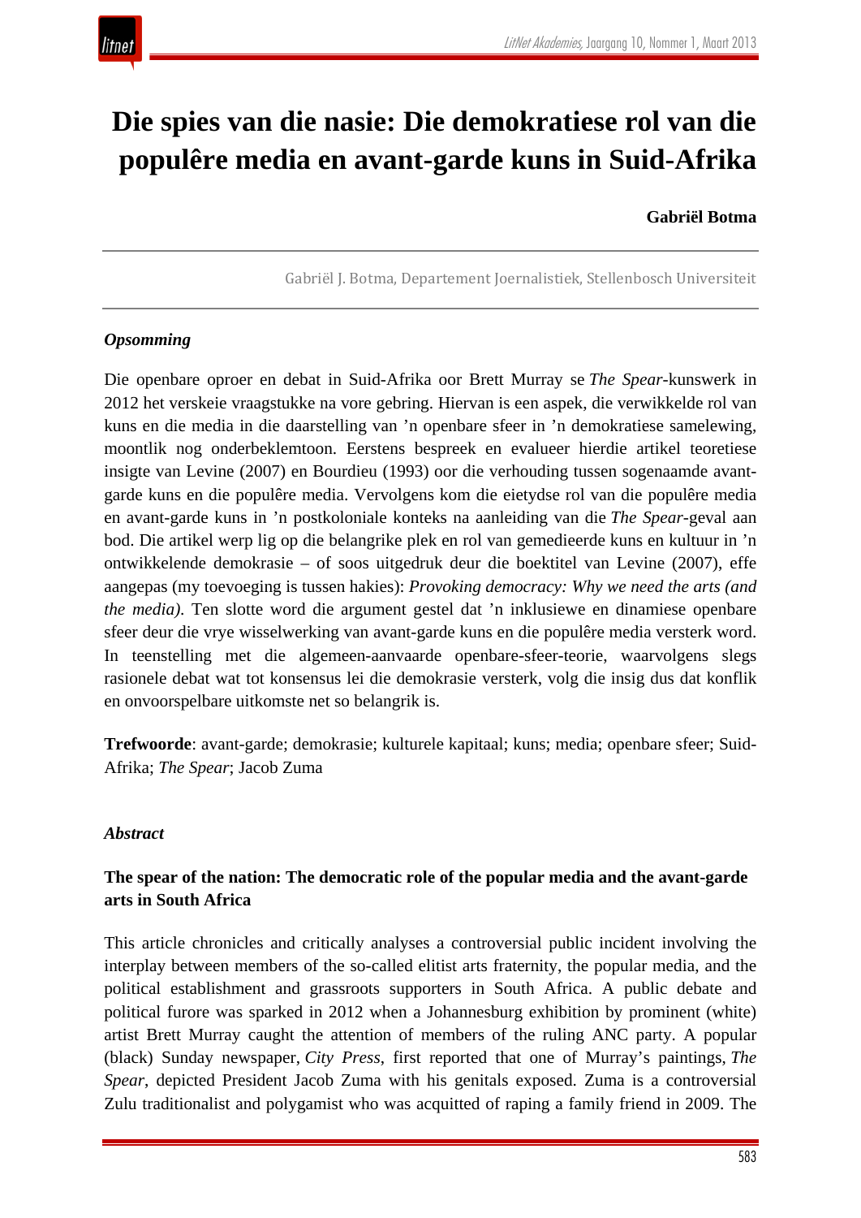# Die spies van die nasie: Die demokratiese rol van die populêre media en avant-garde kuns in Suid-Afrika

**Gabriël Botma**

Gabriël J. Botma, Departement Joernalistiek, Stellenbosch Universiteit

***Opsomming***

Die openbare oproer en debat in Suid-Afrika oor Brett Murray se *The Spear*-kunswerk in 2012 het verskeie vraagstukke na vore gebring. Hiervan is een aspek, die verwikkelde rol van kuns en die media in die daarstelling van ’n openbare sfeer in ’n demokratiese samelewing, moontlik nog onderbeklemtoon. Eerstens bespreek en evalueer hierdie artikel teoretiese insigte van Levine (2007) en Bourdieu (1993) oor die verhouding tussen sogenaamde avant-garde kuns en die populêre media. Vervolgens kom die eietydse rol van die populêre media en avant-garde kuns in ’n postkoloniale konteks na aanleiding van die *The Spear*-geval aan bod. Die artikel werp lig op die belangrike plek en rol van gemedieerde kuns en kultuur in ’n ontwikkelende demokrasie – of soos uitgedruk deur die boektitel van Levine (2007), effe aangepas (my toevoeging is tussen hakies): *Provoking democracy: Why we need the arts (and the media)*. Ten slotte word die argument gestel dat ’n inklusiewe en dinamiese openbare sfeer deur die vrye wisselwerking van avant-garde kuns en die populêre media versterk word. In teenstelling met die algemeen-aanvaarde openbare-sfeer-teorie, waarvolgens slegs rasionele debat wat tot konsensus lei die demokrasie versterk, volg die insig dus dat konflik en onvoorspelbare uitkomste net so belangrik is.

**Trefwoorde**: avant-garde; demokrasie; kulturele kapitaal; kuns; media; openbare sfeer; Suid-Afrika; *The Spear*; Jacob Zuma

***Abstract***

**The spear of the nation: The democratic role of the popular media and the avant-garde arts in South Africa**

This article chronicles and critically analyses a controversial public incident involving the interplay between members of the so-called elitist arts fraternity, the popular media, and the political establishment and grassroots supporters in South Africa. A public debate and political furore was sparked in 2012 when a Johannesburg exhibition by prominent (white) artist Brett Murray caught the attention of members of the ruling ANC party. A popular (black) Sunday newspaper, *City Press*, first reported that one of Murray’s paintings, *The Spear*, depicted President Jacob Zuma with his genitals exposed. Zuma is a controversial Zulu traditionalist and polygamist who was acquitted of raping a family friend in 2009. The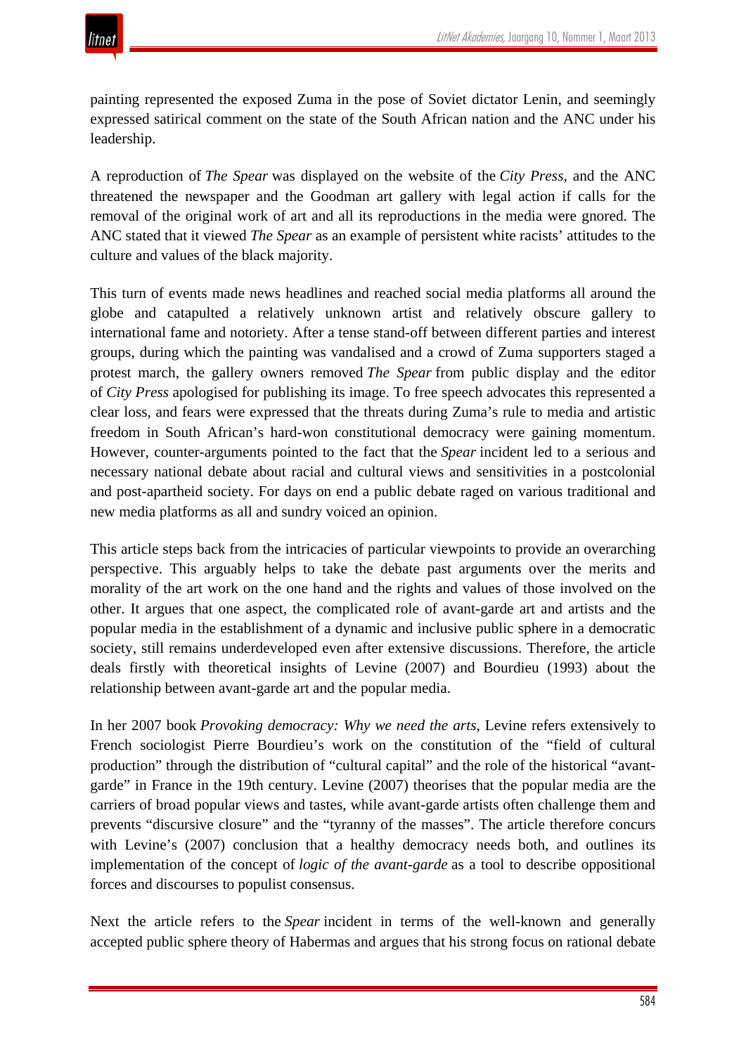painting represented the exposed Zuma in the pose of Soviet dictator Lenin, and seemingly expressed satirical comment on the state of the South African nation and the ANC under his leadership.

A reproduction of *The Spear* was displayed on the website of the *City Press*, and the ANC threatened the newspaper and the Goodman art gallery with legal action if calls for the removal of the original work of art and all its reproductions in the media were gnored. The ANC stated that it viewed *The Spear* as an example of persistent white racists' attitudes to the culture and values of the black majority.

This turn of events made news headlines and reached social media platforms all around the globe and catapulted a relatively unknown artist and relatively obscure gallery to international fame and notoriety. After a tense stand-off between different parties and interest groups, during which the painting was vandalised and a crowd of Zuma supporters staged a protest march, the gallery owners removed *The Spear* from public display and the editor of *City Press* apologised for publishing its image. To free speech advocates this represented a clear loss, and fears were expressed that the threats during Zuma's rule to media and artistic freedom in South African's hard-won constitutional democracy were gaining momentum. However, counter-arguments pointed to the fact that the *Spear* incident led to a serious and necessary national debate about racial and cultural views and sensitivities in a postcolonial and post-apartheid society. For days on end a public debate raged on various traditional and new media platforms as all and sundry voiced an opinion.

This article steps back from the intricacies of particular viewpoints to provide an overarching perspective. This arguably helps to take the debate past arguments over the merits and morality of the art work on the one hand and the rights and values of those involved on the other. It argues that one aspect, the complicated role of avant-garde art and artists and the popular media in the establishment of a dynamic and inclusive public sphere in a democratic society, still remains underdeveloped even after extensive discussions. Therefore, the article deals firstly with theoretical insights of Levine (2007) and Bourdieu (1993) about the relationship between avant-garde art and the popular media.

In her 2007 book *Provoking democracy: Why we need the arts*, Levine refers extensively to French sociologist Pierre Bourdieu's work on the constitution of the "field of cultural production" through the distribution of "cultural capital" and the role of the historical "avant-garde" in France in the 19th century. Levine (2007) theorises that the popular media are the carriers of broad popular views and tastes, while avant-garde artists often challenge them and prevents "discursive closure" and the "tyranny of the masses". The article therefore concurs with Levine's (2007) conclusion that a healthy democracy needs both, and outlines its implementation of the concept of *logic of the avant-garde* as a tool to describe oppositional forces and discourses to populist consensus.

Next the article refers to the *Spear* incident in terms of the well-known and generally accepted public sphere theory of Habermas and argues that his strong focus on rational debate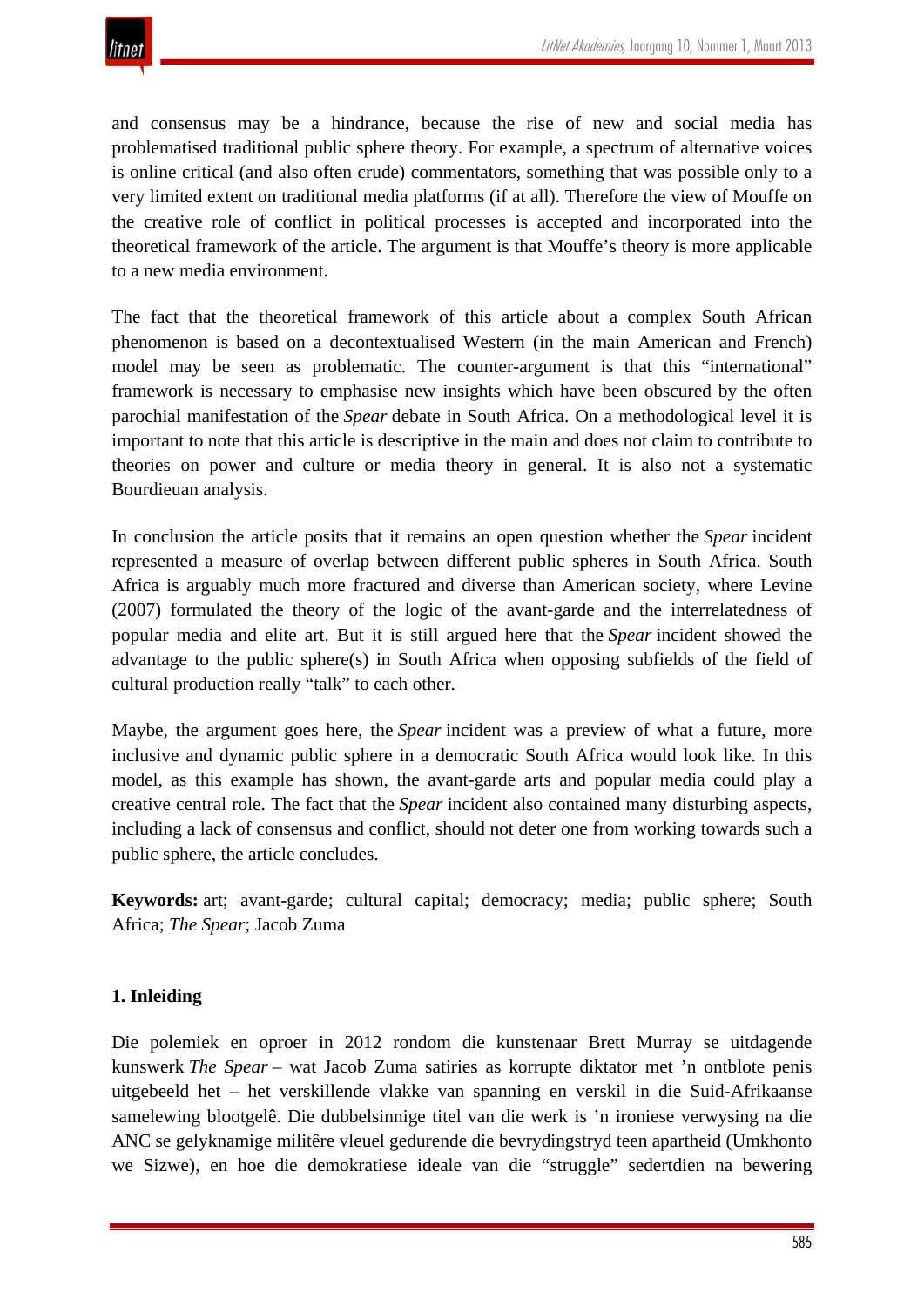and consensus may be a hindrance, because the rise of new and social media has problematised traditional public sphere theory. For example, a spectrum of alternative voices is online critical (and also often crude) commentators, something that was possible only to a very limited extent on traditional media platforms (if at all). Therefore the view of Mouffe on the creative role of conflict in political processes is accepted and incorporated into the theoretical framework of the article. The argument is that Mouffe's theory is more applicable to a new media environment.

The fact that the theoretical framework of this article about a complex South African phenomenon is based on a decontextualised Western (in the main American and French) model may be seen as problematic. The counter-argument is that this "international" framework is necessary to emphasise new insights which have been obscured by the often parochial manifestation of the *Spear* debate in South Africa. On a methodological level it is important to note that this article is descriptive in the main and does not claim to contribute to theories on power and culture or media theory in general. It is also not a systematic Bourdieuan analysis.

In conclusion the article posits that it remains an open question whether the *Spear* incident represented a measure of overlap between different public spheres in South Africa. South Africa is arguably much more fractured and diverse than American society, where Levine (2007) formulated the theory of the logic of the avant-garde and the interrelatedness of popular media and elite art. But it is still argued here that the *Spear* incident showed the advantage to the public sphere(s) in South Africa when opposing subfields of the field of cultural production really "talk" to each other.

Maybe, the argument goes here, the *Spear* incident was a preview of what a future, more inclusive and dynamic public sphere in a democratic South Africa would look like. In this model, as this example has shown, the avant-garde arts and popular media could play a creative central role. The fact that the *Spear* incident also contained many disturbing aspects, including a lack of consensus and conflict, should not deter one from working towards such a public sphere, the article concludes.

**Keywords:** art; avant-garde; cultural capital; democracy; media; public sphere; South Africa; *The Spear*; Jacob Zuma

## 1. Inleiding

Die polemiek en oproer in 2012 rondom die kunstenaar Brett Murray se uitdagende kunswerk *The Spear* – wat Jacob Zuma satiries as korrupte diktator met 'n ontblote penis uitgebeeld het – het verskillende vlakke van spanning en verskil in die Suid-Afrikaanse samelewing blootgelê. Die dubbelsinnige titel van die werk is 'n ironiese verwysing na die ANC se gelyknamige militêre vleuel gedurende die bevrydingstryd teen apartheid (Umkhonto we Sizwe), en hoe die demokratiese ideale van die "struggle" sedertdien na bewering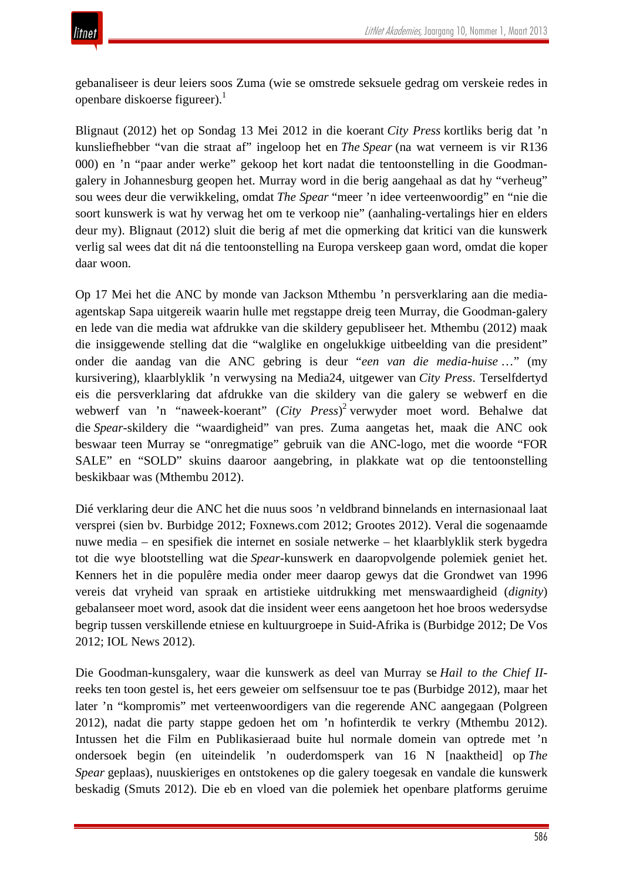gebanaliseer is deur leiers soos Zuma (wie se omstrede seksuele gedrag om verskeie redes in openbare diskoerse figureer).[1]

Blignaut (2012) het op Sondag 13 Mei 2012 in die koerant *City Press* kortliks berig dat ’n kunsliefhebber “van die straat af” ingeloop het en *The Spear* (na wat verneem is vir R136 000) en ’n “paar ander werke” gekoop het kort nadat die tentoonstelling in die Goodman-galery in Johannesburg geopen het. Murray word in die berig aangehaal as dat hy “verheug” sou wees deur die verwikkeling, omdat *The Spear* “meer ’n idee verteenwoordig” en “nie die soort kunswerk is wat hy verwag het om te verkoop nie” (aanhaling-vertalings hier en elders deur my). Blignaut (2012) sluit die berig af met die opmerking dat kritici van die kunswerk verlig sal wees dat dit ná die tentoonstelling na Europa verskeep gaan word, omdat die koper daar woon.

Op 17 Mei het die ANC by monde van Jackson Mthembu ’n persverklaring aan die media-agentskap Sapa uitgereik waarin hulle met regstappe dreig teen Murray, die Goodman-galery en lede van die media wat afdrukke van die skildery gepubliseer het. Mthembu (2012) maak die insiggewende stelling dat die “walglike en ongelukkige uitbeelding van die president” onder die aandag van die ANC gebring is deur “*een van die media-huise* …” (my kursivering), klaarblyklik ’n verwysing na Media24, uitgewer van *City Press*. Terselfdertyd eis die persverklaring dat afdrukke van die skildery van die galery se webwerf en die webwerf van ’n “naweek-koerant” (*City Press*)[2] verwyder moet word. Behalwe dat die *Spear*-skildery die “waardigheid” van pres. Zuma aangetas het, maak die ANC ook beswaar teen Murray se “onregmatige” gebruik van die ANC-logo, met die woorde “FOR SALE” en “SOLD” skuins daaroor aangebring, in plakkate wat op die tentoonstelling beskikbaar was (Mthembu 2012).

Dié verklaring deur die ANC het die nuus soos ’n veldbrand binnelands en internasionaal laat versprei (sien bv. Burbidge 2012; Foxnews.com 2012; Grootes 2012). Veral die sogenaamde nuwe media – en spesifiek die internet en sosiale netwerke – het klaarblyklik sterk bygedra tot die wye blootstelling wat die *Spear*-kunswerk en daaropvolgende polemiek geniet het. Kenners het in die populêre media onder meer daarop gewys dat die Grondwet van 1996 vereis dat vryheid van spraak en artistieke uitdrukking met menswaardigheid (*dignity*) gebalanseer moet word, asook dat die insident weer eens aangetoon het hoe broos wedersydse begrip tussen verskillende etniese en kultuurgroepe in Suid-Afrika is (Burbidge 2012; De Vos 2012; IOL News 2012).

Die Goodman-kunsgalery, waar die kunswerk as deel van Murray se *Hail to the Chief II*-reeks ten toon gestel is, het eers geweier om selfsensuur toe te pas (Burbidge 2012), maar het later ’n “kompromis” met verteenwoordigers van die regerende ANC aangegaan (Polgreen 2012), nadat die party stappe gedoen het om ’n hofinterdik te verkry (Mthembu 2012). Intussen het die Film en Publikasieraad buite hul normale domein van optrede met ’n ondersoek begin (en uiteindelik ’n ouderdomsperk van 16 N [naaktheid] op *The Spear* geplaas), nuuskieriges en ontstokenes op die galery toegesak en vandale die kunswerk beskadig (Smuts 2012). Die eb en vloed van die polemiek het openbare platforms geruime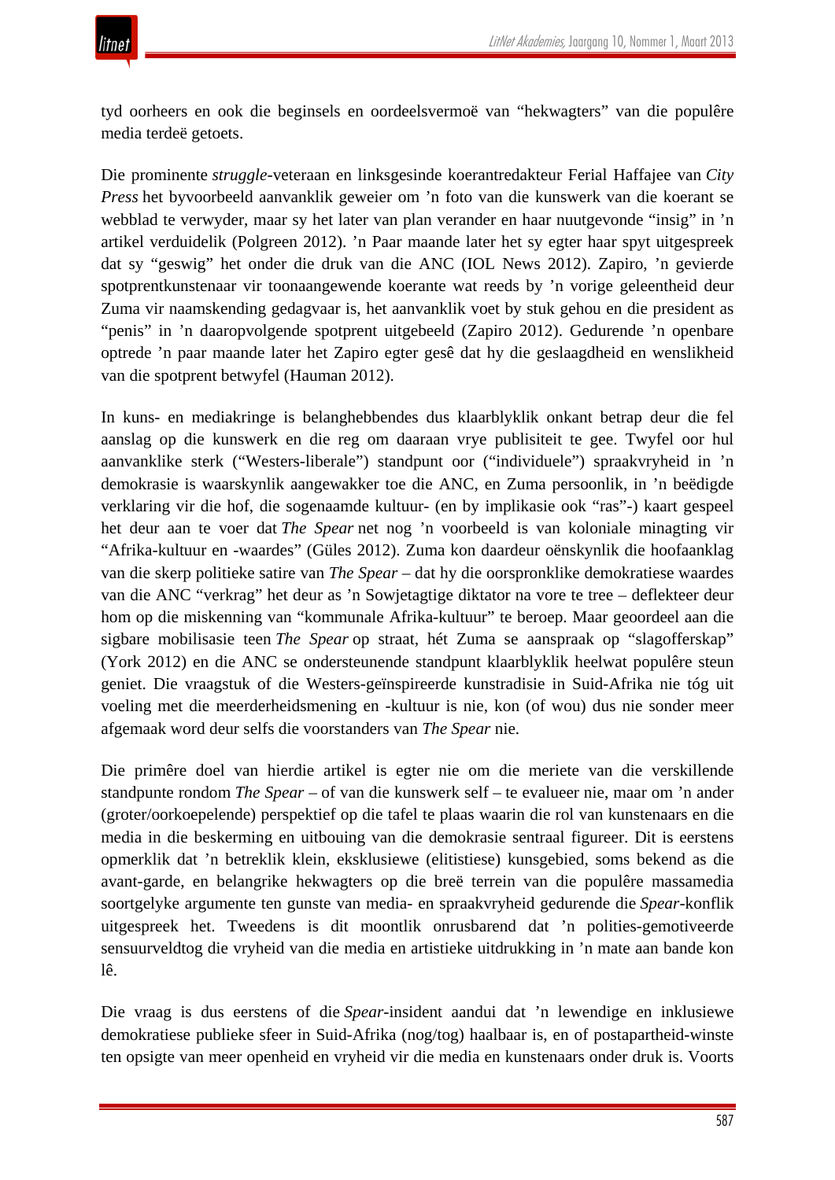tyd oorheers en ook die beginsels en oordeelsvermoë van "hekwagters" van die populêre media terdeë getoets.

Die prominente *struggle*-veteraan en linksgesinde koerantredakteur Ferial Haffajee van *City Press* het byvoorbeeld aanvanklik geweier om 'n foto van die kunswerk van die koerant se webblad te verwyder, maar sy het later van plan verander en haar nuutgevonde "insig" in 'n artikel verduidelik (Polgreen 2012). 'n Paar maande later het sy egter haar spyt uitgespreek dat sy "geswig" het onder die druk van die ANC (IOL News 2012). Zapiro, 'n gevierde spotprentkunstenaar vir toonaangewende koerante wat reeds by 'n vorige geleentheid deur Zuma vir naamskending gedagvaar is, het aanvanklik voet by stuk gehou en die president as "penis" in 'n daaropvolgende spotprent uitgebeeld (Zapiro 2012). Gedurende 'n openbare optrede 'n paar maande later het Zapiro egter gesê dat hy die geslaagdheid en wenslikheid van die spotprent betwyfel (Hauman 2012).

In kuns- en mediakringe is belanghebbendes dus klaarblyklik onkant betrap deur die fel aanslag op die kunswerk en die reg om daaraan vrye publisiteit te gee. Twyfel oor hul aanvanklike sterk ("Westers-liberale") standpunt oor ("individuele") spraakvryheid in 'n demokrasie is waarskynlik aangewakker toe die ANC, en Zuma persoonlik, in 'n beëdigde verklaring vir die hof, die sogenaamde kultuur- (en by implikasie ook "ras"-) kaart gespeel het deur aan te voer dat *The Spear* net nog 'n voorbeeld is van koloniale minagting vir "Afrika-kultuur en -waardes" (Güles 2012). Zuma kon daardeur oënskynlik die hoofaanklag van die skerp politieke satire van *The Spear* – dat hy die oorspronklike demokratiese waardes van die ANC "verkrag" het deur as 'n Sowjetagtige diktator na vore te tree – deflekteer deur hom op die miskenning van "kommunale Afrika-kultuur" te beroep. Maar geoordeel aan die sigbare mobilisasie teen *The Spear* op straat, hét Zuma se aanspraak op "slagofferskap" (York 2012) en die ANC se ondersteunende standpunt klaarblyklik heelwat populêre steun geniet. Die vraagstuk of die Westers-geïnspireerde kunstradisie in Suid-Afrika nie tóg uit voeling met die meerderheidsmening en -kultuur is nie, kon (of wou) dus nie sonder meer afgemaak word deur selfs die voorstanders van *The Spear* nie.

Die primêre doel van hierdie artikel is egter nie om die meriete van die verskillende standpunte rondom *The Spear* – of van die kunswerk self – te evalueer nie, maar om 'n ander (groter/oorkoepelende) perspektief op die tafel te plaas waarin die rol van kunstenaars en die media in die beskerming en uitbouing van die demokrasie sentraal figureer. Dit is eerstens opmerklik dat 'n betreklik klein, eksklusiewe (elitistiese) kunsgebied, soms bekend as die avant-garde, en belangrike hekwagters op die breë terrein van die populêre massamedia soortgelyke argumente ten gunste van media- en spraakvryheid gedurende die *Spear*-konflik uitgespreek het. Tweedens is dit moontlik onrusbarend dat 'n polities-gemotiveerde sensuurveldtog die vryheid van die media en artistieke uitdrukking in 'n mate aan bande kon lê.

Die vraag is dus eerstens of die *Spear*-insident aandui dat 'n lewendige en inklusiewe demokratiese publieke sfeer in Suid-Afrika (nog/tog) haalbaar is, en of postapartheid-winste ten opsigte van meer openheid en vryheid vir die media en kunstenaars onder druk is. Voorts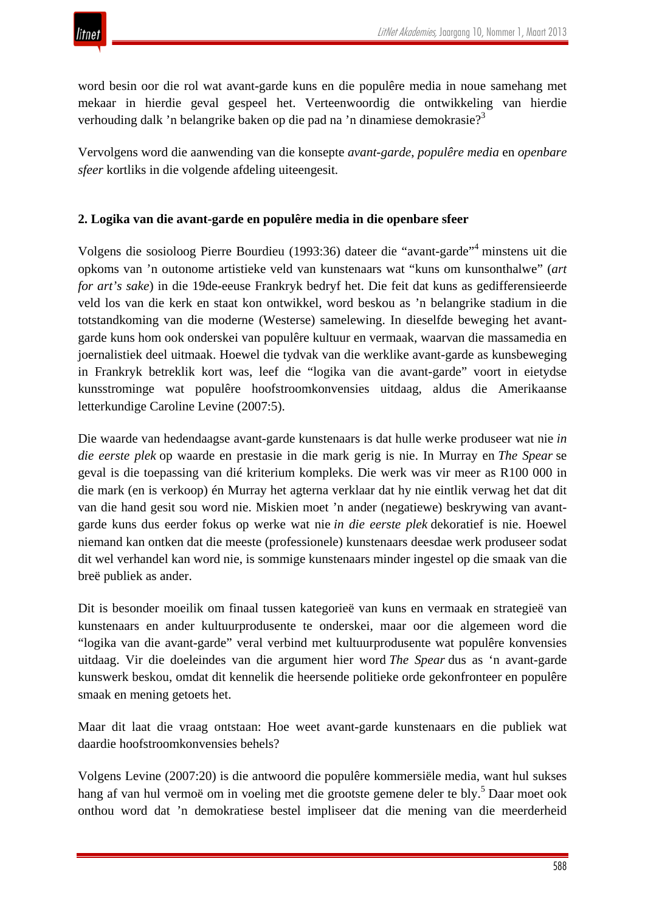word besin oor die rol wat avant-garde kuns en die populêre media in noue samehang met mekaar in hierdie geval gespeel het. Verteenwoordig die ontwikkeling van hierdie verhouding dalk ’n belangrike baken op die pad na ’n dinamiese demokrasie?[3]

Vervolgens word die aanwending van die konsepte *avant-garde*, *populêre media* en *openbare sfeer* kortliks in die volgende afdeling uiteengesit.

## 2. Logika van die avant-garde en populêre media in die openbare sfeer

Volgens die sosioloog Pierre Bourdieu (1993:36) dateer die “avant-garde”[4] minstens uit die opkoms van ’n outonome artistieke veld van kunstenaars wat “kuns om kunsonthalwe” (*art for art’s sake*) in die 19de-eeuse Frankryk bedryf het. Die feit dat kuns as gedifferensieerde veld los van die kerk en staat kon ontwikkel, word beskou as ’n belangrike stadium in die totstandkoming van die moderne (Westerse) samelewing. In dieselfde beweging het avant-garde kuns hom ook onderskei van populêre kultuur en vermaak, waarvan die massamedia en joernalistiek deel uitmaak. Hoewel die tydvak van die werklike avant-garde as kunsbeweging in Frankryk betreklik kort was, leef die “logika van die avant-garde” voort in eietydse kunsstrominge wat populêre hoofstroomkonvensies uitdaag, aldus die Amerikaanse letterkundige Caroline Levine (2007:5).

Die waarde van hedendaagse avant-garde kunstenaars is dat hulle werke produseer wat nie *in die eerste plek* op waarde en prestasie in die mark gerig is nie. In Murray en *The Spear* se geval is die toepassing van dié kriterium kompleks. Die werk was vir meer as R100 000 in die mark (en is verkoop) én Murray het agterna verklaar dat hy nie eintlik verwag het dat dit van die hand gesit sou word nie. Miskien moet ’n ander (negatiewe) beskrywing van avant-garde kuns dus eerder fokus op werke wat nie *in die eerste plek* dekoratief is nie. Hoewel niemand kan ontken dat die meeste (professionele) kunstenaars deesdae werk produseer sodat dit wel verhandel kan word nie, is sommige kunstenaars minder ingestel op die smaak van die breë publiek as ander.

Dit is besonder moeilik om finaal tussen kategorieë van kuns en vermaak en strategieë van kunstenaars en ander kultuurprodusente te onderskei, maar oor die algemeen word die “logika van die avant-garde” veral verbind met kultuurprodusente wat populêre konvensies uitdaag. Vir die doeleindes van die argument hier word *The Spear* dus as ‘n avant-garde kunswerk beskou, omdat dit kennelik die heersende politieke orde gekonfronteer en populêre smaak en mening getoets het.

Maar dit laat die vraag ontstaan: Hoe weet avant-garde kunstenaars en die publiek wat daardie hoofstroomkonvensies behels?

Volgens Levine (2007:20) is die antwoord die populêre kommersiële media, want hul sukses hang af van hul vermoë om in voeling met die grootste gemene deler te bly.[5] Daar moet ook onthou word dat ’n demokratiese bestel impliseer dat die mening van die meerderheid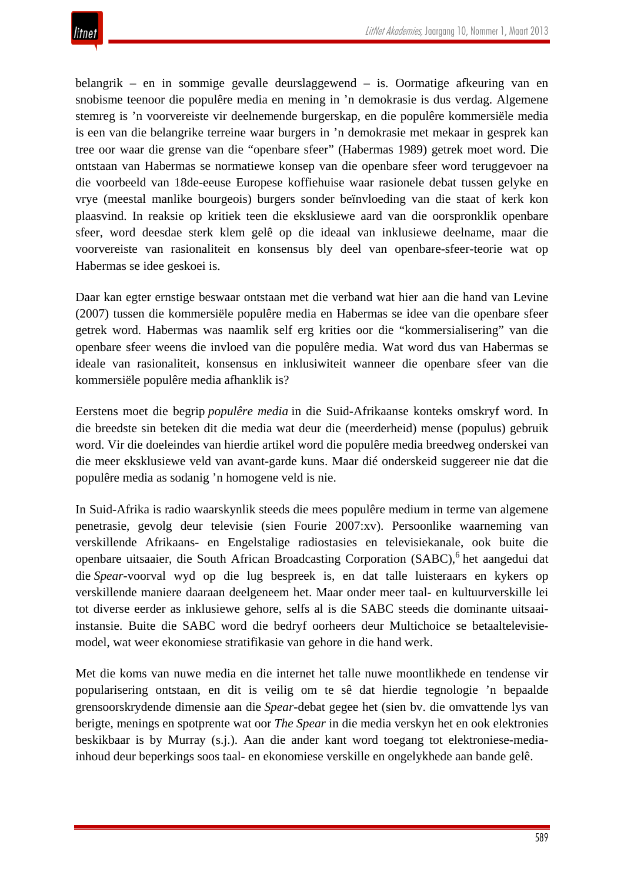belangrik – en in sommige gevalle deurslaggewend – is. Oormatige afkeuring van en snobisme teenoor die populêre media en mening in ’n demokrasie is dus verdag. Algemene stemreg is ’n voorvereiste vir deelnemende burgerskap, en die populêre kommersiële media is een van die belangrike terreine waar burgers in ’n demokrasie met mekaar in gesprek kan tree oor waar die grense van die “openbare sfeer” (Habermas 1989) getrek moet word. Die ontstaan van Habermas se normatiewe konsep van die openbare sfeer word teruggevoer na die voorbeeld van 18de-eeuse Europese koffiehuise waar rasionele debat tussen gelyke en vrye (meestal manlike bourgeois) burgers sonder beïnvloeding van die staat of kerk kon plaasvind. In reaksie op kritiek teen die eksklusiewe aard van die oorspronklik openbare sfeer, word deesdae sterk klem gelê op die ideaal van inklusiewe deelname, maar die voorvereiste van rasionaliteit en konsensus bly deel van openbare-sfeer-teorie wat op Habermas se idee geskoei is.

Daar kan egter ernstige beswaar ontstaan met die verband wat hier aan die hand van Levine (2007) tussen die kommersiële populêre media en Habermas se idee van die openbare sfeer getrek word. Habermas was naamlik self erg krities oor die “kommersialisering” van die openbare sfeer weens die invloed van die populêre media. Wat word dus van Habermas se ideale van rasionaliteit, konsensus en inklusiwiteit wanneer die openbare sfeer van die kommersiële populêre media afhanklik is?

Eerstens moet die begrip *populêre media* in die Suid-Afrikaanse konteks omskryf word. In die breedste sin beteken dit die media wat deur die (meerderheid) mense (populus) gebruik word. Vir die doeleindes van hierdie artikel word die populêre media breedweg onderskei van die meer eksklusiewe veld van avant-garde kuns. Maar dié onderskeid suggereer nie dat die populêre media as sodanig ’n homogene veld is nie.

In Suid-Afrika is radio waarskynlik steeds die mees populêre medium in terme van algemene penetrasie, gevolg deur televisie (sien Fourie 2007:xv). Persoonlike waarneming van verskillende Afrikaans- en Engelstalige radiostasies en televisiekanale, ook buite die openbare uitsaaier, die South African Broadcasting Corporation (SABC),[6] het aangedui dat die *Spear*-voorval wyd op die lug bespreek is, en dat talle luisteraars en kykers op verskillende maniere daaraan deelgeneem het. Maar onder meer taal- en kultuurverskille lei tot diverse eerder as inklusiewe gehore, selfs al is die SABC steeds die dominante uitsaai-instansie. Buite die SABC word die bedryf oorheers deur Multichoice se betaaltelevisie-model, wat weer ekonomiese stratifikasie van gehore in die hand werk.

Met die koms van nuwe media en die internet het talle nuwe moontlikhede en tendense vir popularisering ontstaan, en dit is veilig om te sê dat hierdie tegnologie ’n bepaalde grensoorskrydende dimensie aan die *Spear*-debat gegee het (sien bv. die omvattende lys van berigte, menings en spotprente wat oor *The Spear* in die media verskyn het en ook elektronies beskikbaar is by Murray (s.j.). Aan die ander kant word toegang tot elektroniese-media-inhoud deur beperkings soos taal- en ekonomiese verskille en ongelykhede aan bande gelê.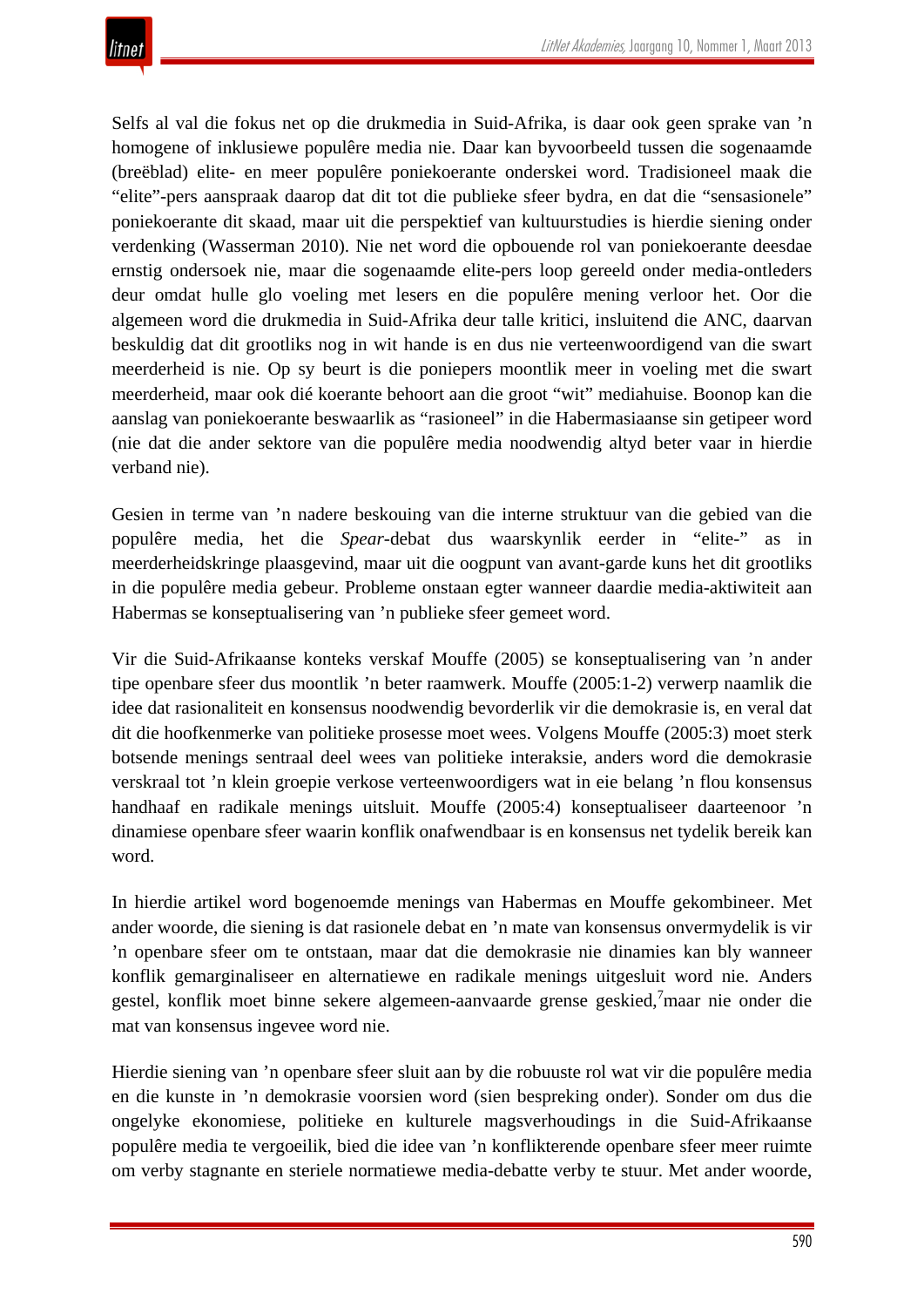Selfs al val die fokus net op die drukmedia in Suid-Afrika, is daar ook geen sprake van ’n homogene of inklusiewe populêre media nie. Daar kan byvoorbeeld tussen die sogenaamde (breëblad) elite- en meer populêre poniekoerante onderskei word. Tradisioneel maak die “elite”-pers aanspraak daarop dat dit tot die publieke sfeer bydra, en dat die “sensasionele” poniekoerante dit skaad, maar uit die perspektief van kultuurstudies is hierdie siening onder verdenking (Wasserman 2010). Nie net word die opbouende rol van poniekoerante deesdae ernstig ondersoek nie, maar die sogenaamde elite-pers loop gereeld onder media-ontleders deur omdat hulle glo voeling met lesers en die populêre mening verloor het. Oor die algemeen word die drukmedia in Suid-Afrika deur talle kritici, insluitend die ANC, daarvan beskuldig dat dit grootliks nog in wit hande is en dus nie verteenwoordigend van die swart meerderheid is nie. Op sy beurt is die poniepers moontlik meer in voeling met die swart meerderheid, maar ook dié koerante behoort aan die groot “wit” mediahuise. Boonop kan die aanslag van poniekoerante beswaarlik as “rasioneel” in die Habermasiaanse sin getipeer word (nie dat die ander sektore van die populêre media noodwendig altyd beter vaar in hierdie verband nie).

Gesien in terme van ’n nadere beskouing van die interne struktuur van die gebied van die populêre media, het die *Spear*-debat dus waarskynlik eerder in “elite-” as in meerderheidskringe plaasgevind, maar uit die oogpunt van avant-garde kuns het dit grootliks in die populêre media gebeur. Probleme onstaan egter wanneer daardie media-aktiwiteit aan Habermas se konseptualisering van ’n publieke sfeer gemeet word.

Vir die Suid-Afrikaanse konteks verskaf Mouffe (2005) se konseptualisering van ’n ander tipe openbare sfeer dus moontlik ’n beter raamwerk. Mouffe (2005:1-2) verwerp naamlik die idee dat rasionaliteit en konsensus noodwendig bevorderlik vir die demokrasie is, en veral dat dit die hoofkenmerke van politieke prosesse moet wees. Volgens Mouffe (2005:3) moet sterk botsende menings sentraal deel wees van politieke interaksie, anders word die demokrasie verskraal tot ’n klein groepie verkose verteenwoordigers wat in eie belang ’n flou konsensus handhaaf en radikale menings uitsluit. Mouffe (2005:4) konseptualiseer daarteenoor ’n dinamiese openbare sfeer waarin konflik onafwendbaar is en konsensus net tydelik bereik kan word.

In hierdie artikel word bogenoemde menings van Habermas en Mouffe gekombineer. Met ander woorde, die siening is dat rasionele debat en ’n mate van konsensus onvermydelik is vir ’n openbare sfeer om te ontstaan, maar dat die demokrasie nie dinamies kan bly wanneer konflik gemarginaliseer en alternatiewe en radikale menings uitgesluit word nie. Anders gestel, konflik moet binne sekere algemeen-aanvaarde grense geskied,[7]maar nie onder die mat van konsensus ingevee word nie.

Hierdie siening van ’n openbare sfeer sluit aan by die robuuste rol wat vir die populêre media en die kunste in ’n demokrasie voorsien word (sien bespreking onder). Sonder om dus die ongelyke ekonomiese, politieke en kulturele magsverhoudings in die Suid-Afrikaanse populêre media te vergoeilik, bied die idee van ’n konflikterende openbare sfeer meer ruimte om verby stagnante en steriele normatiewe media-debatte verby te stuur. Met ander woorde,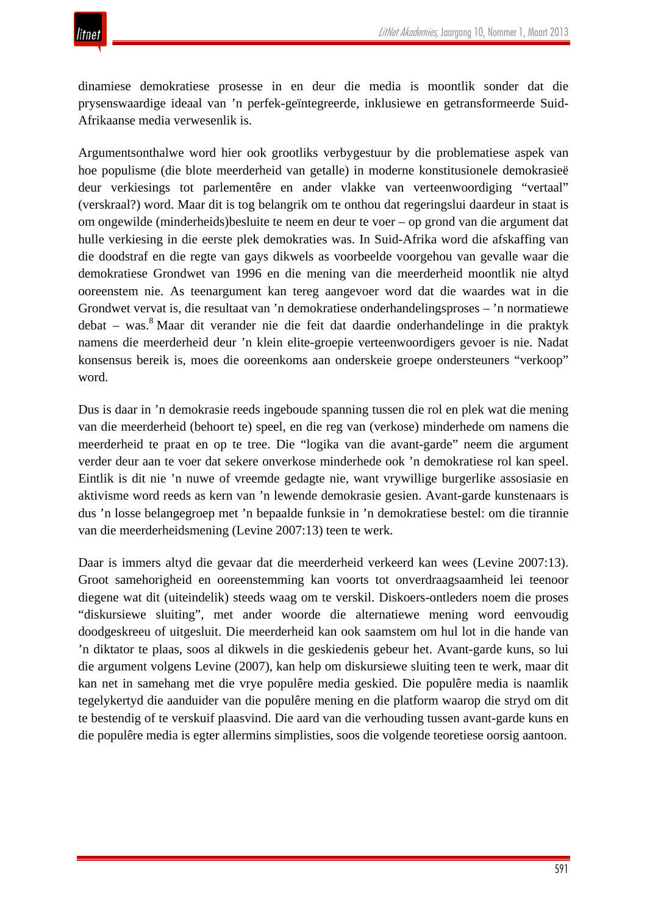dinamiese demokratiese prosesse in en deur die media is moontlik sonder dat die prysenswaardige ideaal van ’n perfek-geïntegreerde, inklusiewe en getransformeerde Suid-Afrikaanse media verwesenlik is.

Argumentsonthalwe word hier ook grootliks verbygestuur by die problematiese aspek van hoe populisme (die blote meerderheid van getalle) in moderne konstitusionele demokrasieë deur verkiesings tot parlementêre en ander vlakke van verteenwoordiging “vertaal” (verskraal?) word. Maar dit is tog belangrik om te onthou dat regeringslui daardeur in staat is om ongewilde (minderheids)besluite te neem en deur te voer – op grond van die argument dat hulle verkiesing in die eerste plek demokraties was. In Suid-Afrika word die afskaffing van die doodstraf en die regte van gays dikwels as voorbeelde voorgehou van gevalle waar die demokratiese Grondwet van 1996 en die mening van die meerderheid moontlik nie altyd ooreenstem nie. As teenargument kan tereg aangevoer word dat die waardes wat in die Grondwet vervat is, die resultaat van ’n demokratiese onderhandelingsproses – ’n normatiewe debat – was.[8] Maar dit verander nie die feit dat daardie onderhandelinge in die praktyk namens die meerderheid deur ’n klein elite-groepie verteenwoordigers gevoer is nie. Nadat konsensus bereik is, moes die ooreenkoms aan onderskeie groepe ondersteuners “verkoop” word.

Dus is daar in ’n demokrasie reeds ingeboude spanning tussen die rol en plek wat die mening van die meerderheid (behoort te) speel, en die reg van (verkose) minderhede om namens die meerderheid te praat en op te tree. Die “logika van die avant-garde” neem die argument verder deur aan te voer dat sekere onverkose minderhede ook ’n demokratiese rol kan speel. Eintlik is dit nie ’n nuwe of vreemde gedagte nie, want vrywillige burgerlike assosiasie en aktivisme word reeds as kern van ’n lewende demokrasie gesien. Avant-garde kunstenaars is dus ’n losse belangegroep met ’n bepaalde funksie in ’n demokratiese bestel: om die tirannie van die meerderheidsmening (Levine 2007:13) teen te werk.

Daar is immers altyd die gevaar dat die meerderheid verkeerd kan wees (Levine 2007:13). Groot samehorigheid en ooreenstemming kan voorts tot onverdraagsaamheid lei teenoor diegene wat dit (uiteindelik) steeds waag om te verskil. Diskoers-ontleders noem die proses “diskursiewe sluiting”, met ander woorde die alternatiewe mening word eenvoudig doodgeskreeu of uitgesluit. Die meerderheid kan ook saamstem om hul lot in die hande van ’n diktator te plaas, soos al dikwels in die geskiedenis gebeur het. Avant-garde kuns, so lui die argument volgens Levine (2007), kan help om diskursiewe sluiting teen te werk, maar dit kan net in samehang met die vrye populêre media geskied. Die populêre media is naamlik tegelykertyd die aanduider van die populêre mening en die platform waarop die stryd om dit te bestendig of te verskuif plaasvind. Die aard van die verhouding tussen avant-garde kuns en die populêre media is egter allermins simplisties, soos die volgende teoretiese oorsig aantoon.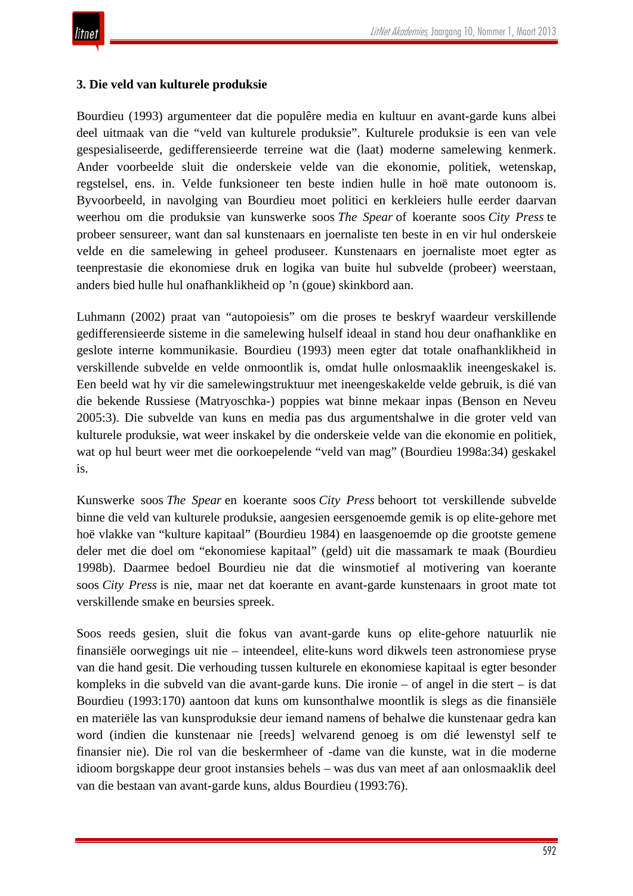**3. Die veld van kulturele produksie**

Bourdieu (1993) argumenteer dat die populêre media en kultuur en avant-garde kuns albei deel uitmaak van die "veld van kulturele produksie". Kulturele produksie is een van vele gespesialiseerde, gedifferensieerde terreine wat die (laat) moderne samelewing kenmerk. Ander voorbeelde sluit die onderskeie velde van die ekonomie, politiek, wetenskap, regstelsel, ens. in. Velde funksioneer ten beste indien hulle in hoë mate outonoom is. Byvoorbeeld, in navolging van Bourdieu moet politici en kerkleiers hulle eerder daarvan weerhou om die produksie van kunswerke soos *The Spear* of koerante soos *City Press* te probeer sensureer, want dan sal kunstenaars en joernaliste ten beste in en vir hul onderskeie velde en die samelewing in geheel produseer. Kunstenaars en joernaliste moet egter as teenprestasie die ekonomiese druk en logika van buite hul subvelde (probeer) weerstaan, anders bied hulle hul onafhanklikheid op 'n (goue) skinkbord aan.

Luhmann (2002) praat van "autopoiesis" om die proses te beskryf waardeur verskillende gedifferensieerde sisteme in die samelewing hulself ideaal in stand hou deur onafhanklike en geslote interne kommunikasie. Bourdieu (1993) meen egter dat totale onafhanklikheid in verskillende subvelde en velde onmoontlik is, omdat hulle onlosmaaklik ineengeskakel is. Een beeld wat hy vir die samelewingstruktuur met ineengeskakelde velde gebruik, is dié van die bekende Russiese (Matryoschka-) poppies wat binne mekaar inpas (Benson en Neveu 2005:3). Die subvelde van kuns en media pas dus argumentshalwe in die groter veld van kulturele produksie, wat weer inskakel by die onderskeie velde van die ekonomie en politiek, wat op hul beurt weer met die oorkoepelende "veld van mag" (Bourdieu 1998a:34) geskakel is.

Kunswerke soos *The Spear* en koerante soos *City Press* behoort tot verskillende subvelde binne die veld van kulturele produksie, aangesien eersgenoemde gemik is op elite-gehore met hoë vlakke van "kulture kapitaal" (Bourdieu 1984) en laasgenoemde op die grootste gemene deler met die doel om "ekonomiese kapitaal" (geld) uit die massamark te maak (Bourdieu 1998b). Daarmee bedoel Bourdieu nie dat die winsmotief al motivering van koerante soos *City Press* is nie, maar net dat koerante en avant-garde kunstenaars in groot mate tot verskillende smake en beursies spreek.

Soos reeds gesien, sluit die fokus van avant-garde kuns op elite-gehore natuurlik nie finansiële oorwegings uit nie – inteendeel, elite-kuns word dikwels teen astronomiese pryse van die hand gesit. Die verhouding tussen kulturele en ekonomiese kapitaal is egter besonder kompleks in die subveld van die avant-garde kuns. Die ironie – of angel in die stert – is dat Bourdieu (1993:170) aantoon dat kuns om kunsonthalwe moontlik is slegs as die finansiële en materiële las van kunsproduksie deur iemand namens of behalwe die kunstenaar gedra kan word (indien die kunstenaar nie [reeds] welvarend genoeg is om dié lewenstyl self te finansier nie). Die rol van die beskermheer of -dame van die kunste, wat in die moderne idioom borgskappe deur groot instansies behels – was dus van meet af aan onlosmaaklik deel van die bestaan van avant-garde kuns, aldus Bourdieu (1993:76).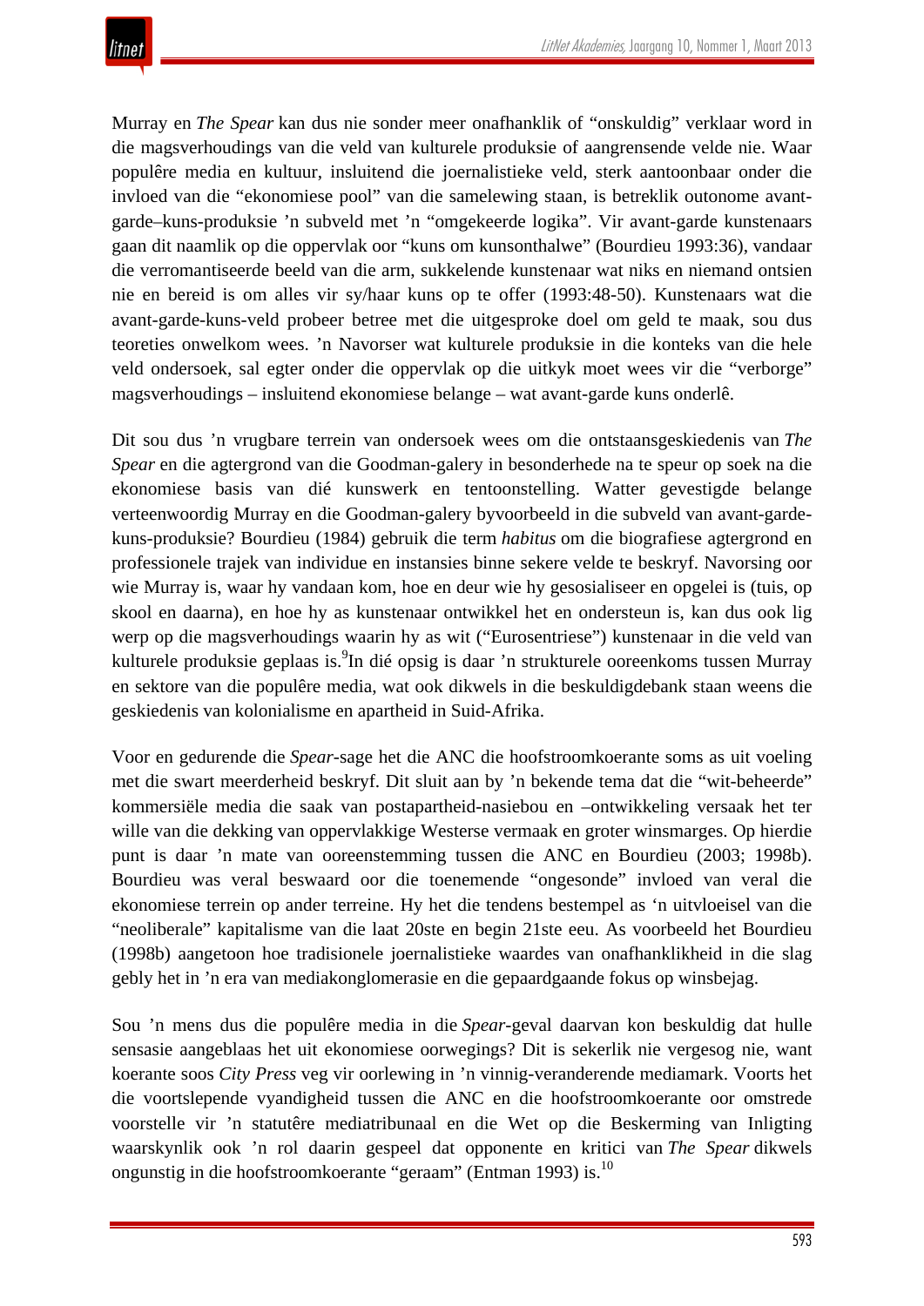Murray en *The Spear* kan dus nie sonder meer onafhanklik of "onskuldig" verklaar word in die magsverhoudings van die veld van kulturele produksie of aangrensende velde nie. Waar populêre media en kultuur, insluitend die joernalistieke veld, sterk aantoonbaar onder die invloed van die "ekonomiese pool" van die samelewing staan, is betreklik outonome avant-garde–kuns-produksie 'n subveld met 'n "omgekeerde logika". Vir avant-garde kunstenaars gaan dit naamlik op die oppervlak oor "kuns om kunsonthalwe" (Bourdieu 1993:36), vandaar die verromantiseerde beeld van die arm, sukkelende kunstenaar wat niks en niemand ontsien nie en bereid is om alles vir sy/haar kuns op te offer (1993:48-50). Kunstenaars wat die avant-garde-kuns-veld probeer betree met die uitgesproke doel om geld te maak, sou dus teoreties onwelkom wees. 'n Navorser wat kulturele produksie in die konteks van die hele veld ondersoek, sal egter onder die oppervlak op die uitkyk moet wees vir die "verborge" magsverhoudings – insluitend ekonomiese belange – wat avant-garde kuns onderlê.

Dit sou dus 'n vrugbare terrein van ondersoek wees om die ontstaansgeskiedenis van *The Spear* en die agtergrond van die Goodman-galery in besonderhede na te speur op soek na die ekonomiese basis van dié kunswerk en tentoonstelling. Watter gevestigde belange verteenwoordig Murray en die Goodman-galery byvoorbeeld in die subveld van avant-garde-kuns-produksie? Bourdieu (1984) gebruik die term *habitus* om die biografiese agtergrond en professionele trajek van individue en instansies binne sekere velde te beskryf. Navorsing oor wie Murray is, waar hy vandaan kom, hoe en deur wie hy gesosialiseer en opgelei is (tuis, op skool en daarna), en hoe hy as kunstenaar ontwikkel het en ondersteun is, kan dus ook lig werp op die magsverhoudings waarin hy as wit ("Eurosentriese") kunstenaar in die veld van kulturele produksie geplaas is.[9]In dié opsig is daar 'n strukturele ooreenkoms tussen Murray en sektore van die populêre media, wat ook dikwels in die beskuldigdebank staan weens die geskiedenis van kolonialisme en apartheid in Suid-Afrika.

Voor en gedurende die *Spear*-sage het die ANC die hoofstroomkoerante soms as uit voeling met die swart meerderheid beskryf. Dit sluit aan by 'n bekende tema dat die "wit-beheerde" kommersiële media die saak van postapartheid-nasiebou en –ontwikkeling versaak het ter wille van die dekking van oppervlakkige Westerse vermaak en groter winsmarges. Op hierdie punt is daar 'n mate van ooreenstemming tussen die ANC en Bourdieu (2003; 1998b). Bourdieu was veral beswaard oor die toenemende "ongesonde" invloed van veral die ekonomiese terrein op ander terreine. Hy het die tendens bestempel as 'n uitvloeisel van die "neoliberale" kapitalisme van die laat 20ste en begin 21ste eeu. As voorbeeld het Bourdieu (1998b) aangetoon hoe tradisionele joernalistieke waardes van onafhanklikheid in die slag gebly het in 'n era van mediakonglomerasie en die gepaardgaande fokus op winsbejag.

Sou 'n mens dus die populêre media in die *Spear*-geval daarvan kon beskuldig dat hulle sensasie aangeblaas het uit ekonomiese oorwegings? Dit is sekerlik nie vergesog nie, want koerante soos *City Press* veg vir oorlewing in 'n vinnig-veranderende mediamark. Voorts het die voortslepende vyandigheid tussen die ANC en die hoofstroomkoerante oor omstrede voorstelle vir 'n statutêre mediatribunaal en die Wet op die Beskerming van Inligting waarskynlik ook 'n rol daarin gespeel dat opponente en kritici van *The Spear* dikwels ongunstig in die hoofstroomkoerante "geraam" (Entman 1993) is.[10]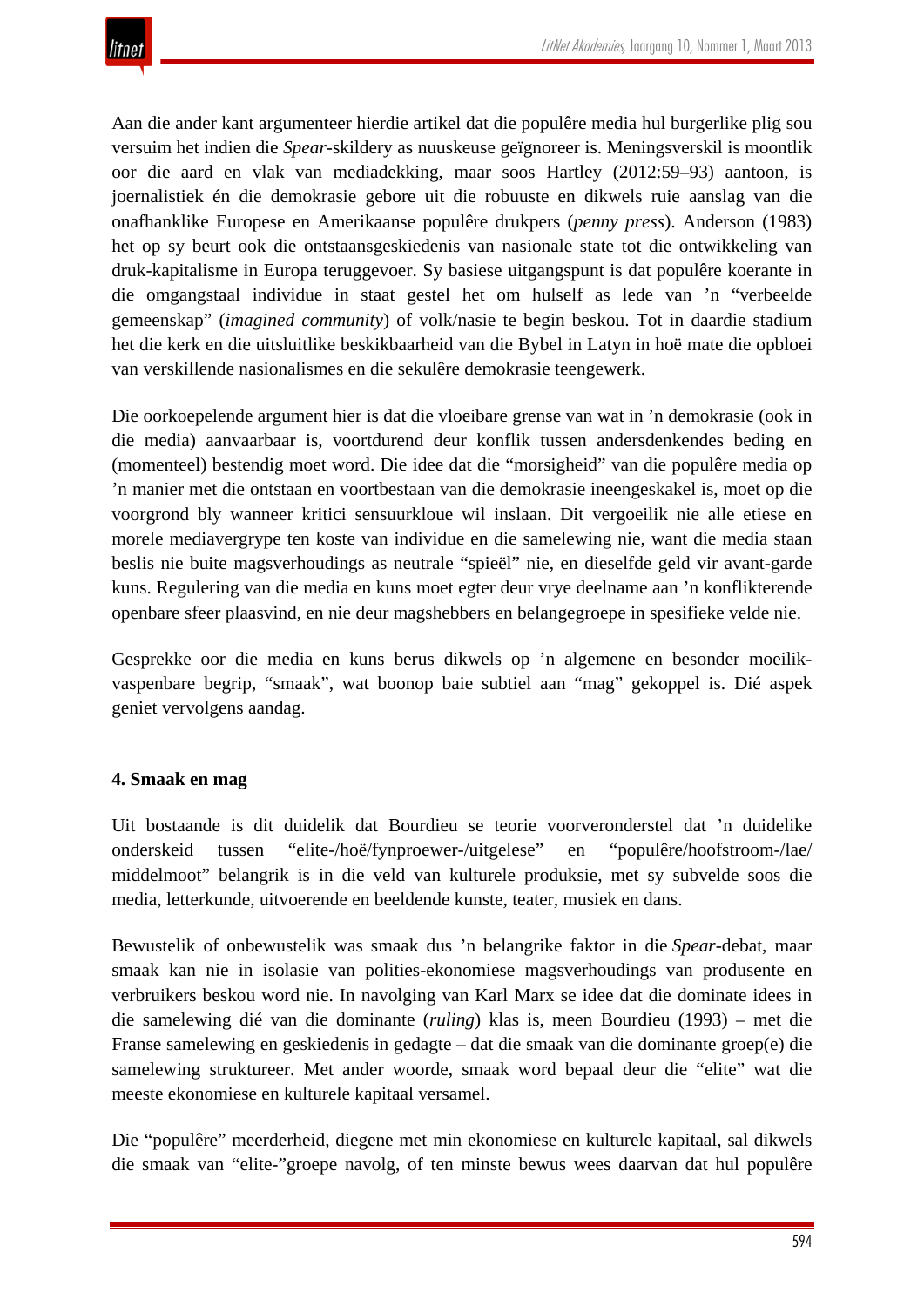Aan die ander kant argumenteer hierdie artikel dat die populêre media hul burgerlike plig sou versuim het indien die *Spear*-skildery as nuuskeuse geïgnoreer is. Meningsverskil is moontlik oor die aard en vlak van mediadekking, maar soos Hartley (2012:59–93) aantoon, is joernalistiek én die demokrasie gebore uit die robuuste en dikwels ruie aanslag van die onafhanklike Europese en Amerikaanse populêre drukpers (*penny press*). Anderson (1983) het op sy beurt ook die ontstaansgeskiedenis van nasionale state tot die ontwikkeling van druk-kapitalisme in Europa teruggevoer. Sy basiese uitgangspunt is dat populêre koerante in die omgangstaal individue in staat gestel het om hulself as lede van ’n “verbeelde gemeenskap” (*imagined community*) of volk/nasie te begin beskou. Tot in daardie stadium het die kerk en die uitsluitlike beskikbaarheid van die Bybel in Latyn in hoë mate die opbloei van verskillende nasionalismes en die sekulêre demokrasie teengewerk.

Die oorkoepelende argument hier is dat die vloeibare grense van wat in ’n demokrasie (ook in die media) aanvaarbaar is, voortdurend deur konflik tussen andersdenkendes beding en (momenteel) bestendig moet word. Die idee dat die “morsigheid” van die populêre media op ’n manier met die ontstaan en voortbestaan van die demokrasie ineengeskakel is, moet op die voorgrond bly wanneer kritici sensuurkloue wil inslaan. Dit vergoeilik nie alle etiese en morele mediavergrype ten koste van individue en die samelewing nie, want die media staan beslis nie buite magsverhoudings as neutrale “spieël” nie, en dieselfde geld vir avant-garde kuns. Regulering van die media en kuns moet egter deur vrye deelname aan ’n konflikterende openbare sfeer plaasvind, en nie deur magshebbers en belangegroepe in spesifieke velde nie.

Gesprekke oor die media en kuns berus dikwels op ’n algemene en besonder moeilik-vaspenbare begrip, “smaak”, wat boonop baie subtiel aan “mag” gekoppel is. Dié aspek geniet vervolgens aandag.

## 4. Smaak en mag

Uit bostaande is dit duidelik dat Bourdieu se teorie voorveronderstel dat ’n duidelike onderskeid tussen “elite-/hoë/fynproewer-/uitgelese” en “populêre/hoofstroom-/lae/middelmoot” belangrik is in die veld van kulturele produksie, met sy subvelde soos die media, letterkunde, uitvoerende en beeldende kunste, teater, musiek en dans.

Bewustelik of onbewustelik was smaak dus ’n belangrike faktor in die *Spear*-debat, maar smaak kan nie in isolasie van polities-ekonomiese magsverhoudings van produsente en verbruikers beskou word nie. In navolging van Karl Marx se idee dat die dominate idees in die samelewing dié van die dominante (*ruling*) klas is, meen Bourdieu (1993) – met die Franse samelewing en geskiedenis in gedagte – dat die smaak van die dominante groep(e) die samelewing struktureer. Met ander woorde, smaak word bepaal deur die “elite” wat die meeste ekonomiese en kulturele kapitaal versamel.

Die “populêre” meerderheid, diegene met min ekonomiese en kulturele kapitaal, sal dikwels die smaak van “elite-”groepe navolg, of ten minste bewus wees daarvan dat hul populêre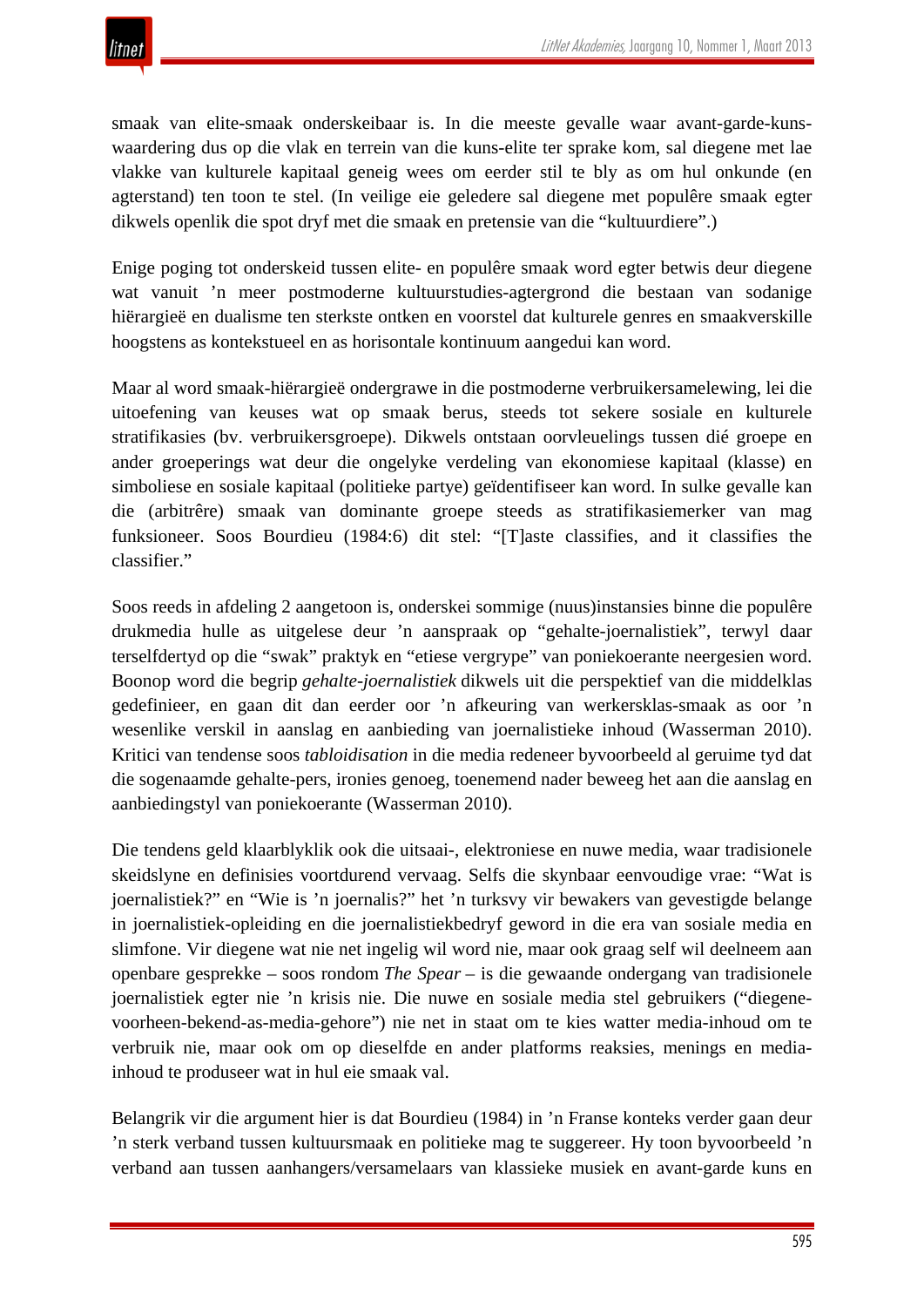smaak van elite-smaak onderskeibaar is. In die meeste gevalle waar avant-garde-kuns-waardering dus op die vlak en terrein van die kuns-elite ter sprake kom, sal diegene met lae vlakke van kulturele kapitaal geneig wees om eerder stil te bly as om hul onkunde (en agterstand) ten toon te stel. (In veilige eie geledere sal diegene met populêre smaak egter dikwels openlik die spot dryf met die smaak en pretensie van die "kultuurdiere".)

Enige poging tot onderskeid tussen elite- en populêre smaak word egter betwis deur diegene wat vanuit 'n meer postmoderne kultuurstudies-agtergrond die bestaan van sodanige hiërargieë en dualisme ten sterkste ontken en voorstel dat kulturele genres en smaakverskille hoogstens as kontekstueel en as horisontale kontinuum aangedui kan word.

Maar al word smaak-hiërargieë ondergrawe in die postmoderne verbruikersamelewing, lei die uitoefening van keuses wat op smaak berus, steeds tot sekere sosiale en kulturele stratifikasies (bv. verbruikersgroepe). Dikwels ontstaan oorvleuelings tussen dié groepe en ander groeperings wat deur die ongelyke verdeling van ekonomiese kapitaal (klasse) en simboliese en sosiale kapitaal (politieke partye) geïdentifiseer kan word. In sulke gevalle kan die (arbitrêre) smaak van dominante groepe steeds as stratifikasiemerker van mag funksioneer. Soos Bourdieu (1984:6) dit stel: "[T]aste classifies, and it classifies the classifier."

Soos reeds in afdeling 2 aangetoon is, onderskei sommige (nuus)instansies binne die populêre drukmedia hulle as uitgelese deur 'n aanspraak op "gehalte-joernalistiek", terwyl daar terselfdertyd op die "swak" praktyk en "etiese vergrype" van poniekoerante neergesien word. Boonop word die begrip *gehalte-joernalistiek* dikwels uit die perspektief van die middelklas gedefinieer, en gaan dit dan eerder oor 'n afkeuring van werkersklas-smaak as oor 'n wesenlike verskil in aanslag en aanbieding van joernalistieke inhoud (Wasserman 2010). Kritici van tendense soos *tabloidisation* in die media redeneer byvoorbeeld al geruime tyd dat die sogenaamde gehalte-pers, ironies genoeg, toenemend nader beweeg het aan die aanslag en aanbiedingstyl van poniekoerante (Wasserman 2010).

Die tendens geld klaarblyklik ook die uitsaai-, elektroniese en nuwe media, waar tradisionele skeidslyne en definisies voortdurend vervaag. Selfs die skynbaar eenvoudige vrae: "Wat is joernalistiek?" en "Wie is 'n joernalis?" het 'n turksvy vir bewakers van gevestigde belange in joernalistiek-opleiding en die joernalistiekbedryf geword in die era van sosiale media en slimfone. Vir diegene wat nie net ingelig wil word nie, maar ook graag self wil deelneem aan openbare gesprekke – soos rondom *The Spear* – is die gewaande ondergang van tradisionele joernalistiek egter nie 'n krisis nie. Die nuwe en sosiale media stel gebruikers ("diegene-voorheen-bekend-as-media-gehore") nie net in staat om te kies watter media-inhoud om te verbruik nie, maar ook om op dieselfde en ander platforms reaksies, menings en media-inhoud te produseer wat in hul eie smaak val.

Belangrik vir die argument hier is dat Bourdieu (1984) in 'n Franse konteks verder gaan deur 'n sterk verband tussen kultuursmaak en politieke mag te suggereer. Hy toon byvoorbeeld 'n verband aan tussen aanhangers/versamelaars van klassieke musiek en avant-garde kuns en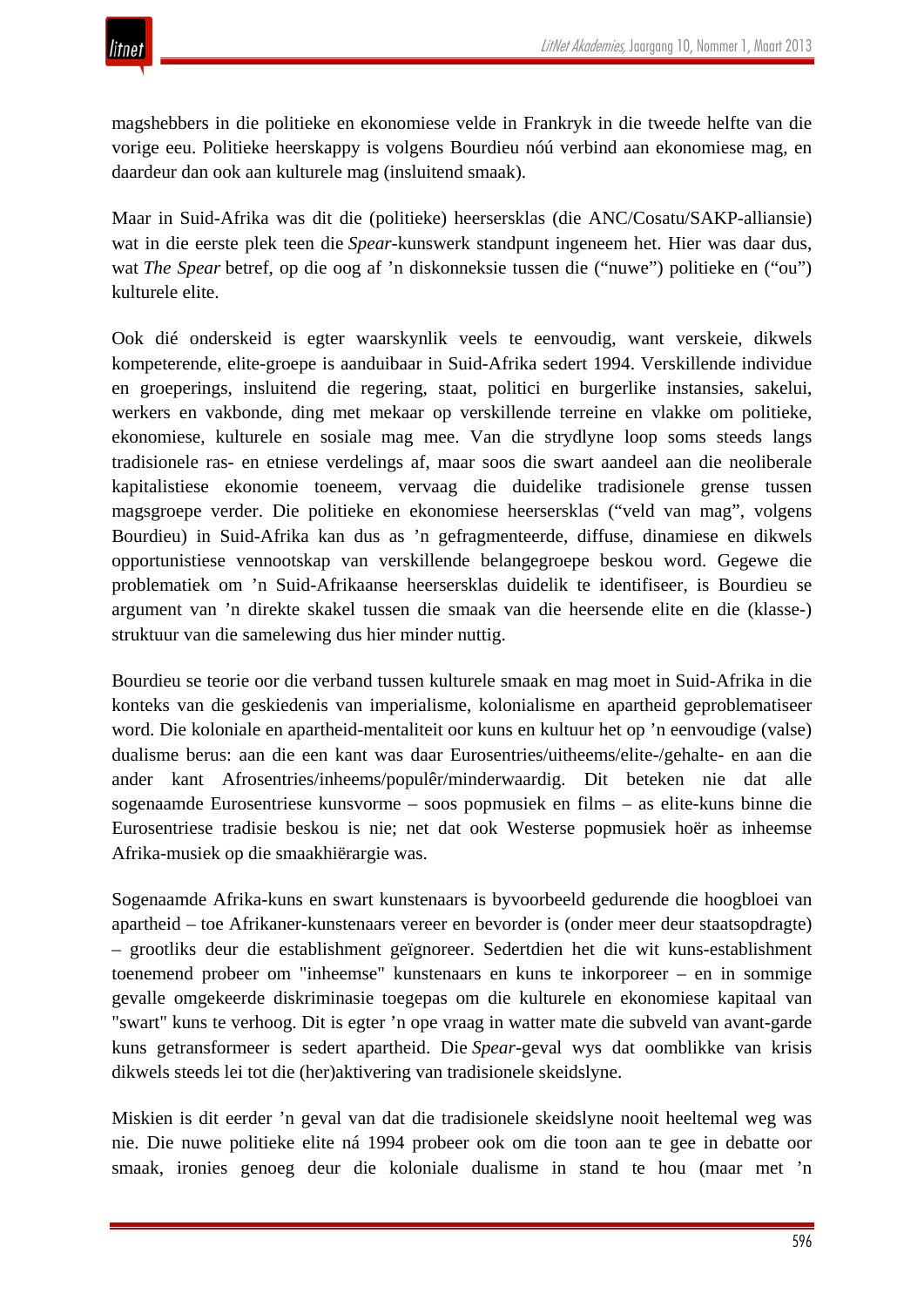magshebbers in die politieke en ekonomiese velde in Frankryk in die tweede helfte van die vorige eeu. Politieke heerskappy is volgens Bourdieu nóú verbind aan ekonomiese mag, en daardeur dan ook aan kulturele mag (insluitend smaak).

Maar in Suid-Afrika was dit die (politieke) heersersklas (die ANC/Cosatu/SAKP-alliansie) wat in die eerste plek teen die *Spear*-kunswerk standpunt ingeneem het. Hier was daar dus, wat *The Spear* betref, op die oog af 'n diskonneksie tussen die ("nuwe") politieke en ("ou") kulturele elite.

Ook dié onderskeid is egter waarskynlik veels te eenvoudig, want verskeie, dikwels kompeterende, elite-groepe is aanduibaar in Suid-Afrika sedert 1994. Verskillende individue en groeperings, insluitend die regering, staat, politici en burgerlike instansies, sakelui, werkers en vakbonde, ding met mekaar op verskillende terreine en vlakke om politieke, ekonomiese, kulturele en sosiale mag mee. Van die strydlyne loop soms steeds langs tradisionele ras- en etniese verdelings af, maar soos die swart aandeel aan die neoliberale kapitalistiese ekonomie toeneem, vervaag die duidelike tradisionele grense tussen magsgroepe verder. Die politieke en ekonomiese heersersklas ("veld van mag", volgens Bourdieu) in Suid-Afrika kan dus as 'n gefragmenteerde, diffuse, dinamiese en dikwels opportunistiese vennootskap van verskillende belangegroepe beskou word. Gegewe die problematiek om 'n Suid-Afrikaanse heersersklas duidelik te identifiseer, is Bourdieu se argument van 'n direkte skakel tussen die smaak van die heersende elite en die (klasse-) struktuur van die samelewing dus hier minder nuttig.

Bourdieu se teorie oor die verband tussen kulturele smaak en mag moet in Suid-Afrika in die konteks van die geskiedenis van imperialisme, kolonialisme en apartheid geproblematiseer word. Die koloniale en apartheid-mentaliteit oor kuns en kultuur het op 'n eenvoudige (valse) dualisme berus: aan die een kant was daar Eurosentries/uitheems/elite-/gehalte- en aan die ander kant Afrosentries/inheems/populêr/minderwaardig. Dit beteken nie dat alle sogenaamde Eurosentriese kunsvorme – soos popmusiek en films – as elite-kuns binne die Eurosentriese tradisie beskou is nie; net dat ook Westerse popmusiek hoër as inheemse Afrika-musiek op die smaakhiërargie was.

Sogenaamde Afrika-kuns en swart kunstenaars is byvoorbeeld gedurende die hoogbloei van apartheid – toe Afrikaner-kunstenaars vereer en bevorder is (onder meer deur staatsopdragte) – grootliks deur die establishment geïgnoreer. Sedertdien het die wit kuns-establishment toenemend probeer om "inheemse" kunstenaars en kuns te inkorporeer – en in sommige gevalle omgekeerde diskriminasie toegepas om die kulturele en ekonomiese kapitaal van "swart" kuns te verhoog. Dit is egter 'n ope vraag in watter mate die subveld van avant-garde kuns getransformeer is sedert apartheid. Die *Spear*-geval wys dat oomblikke van krisis dikwels steeds lei tot die (her)aktivering van tradisionele skeidslyne.

Miskien is dit eerder 'n geval van dat die tradisionele skeidslyne nooit heeltemal weg was nie. Die nuwe politieke elite ná 1994 probeer ook om die toon aan te gee in debatte oor smaak, ironies genoeg deur die koloniale dualisme in stand te hou (maar met 'n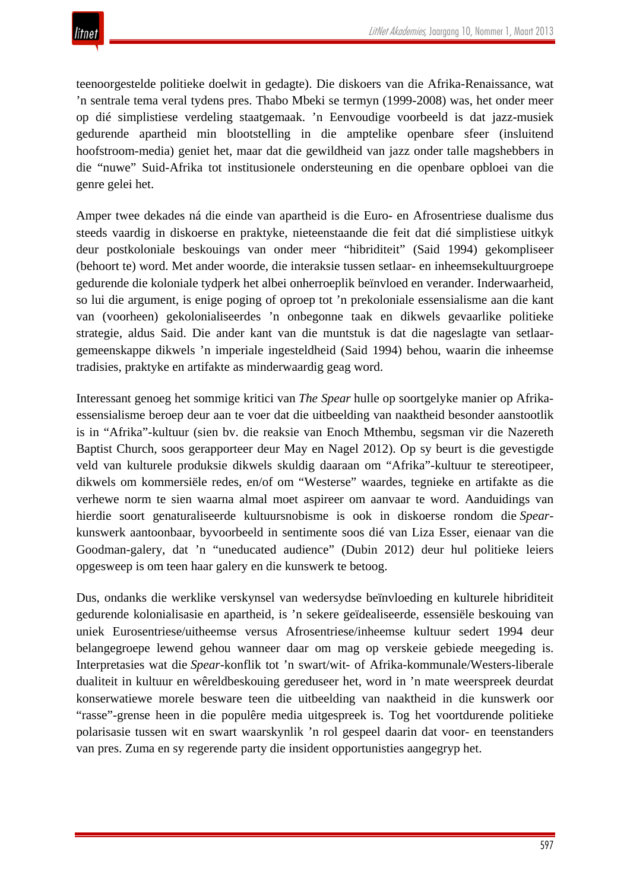teenoorgestelde politieke doelwit in gedagte). Die diskoers van die Afrika-Renaissance, wat ’n sentrale tema veral tydens pres. Thabo Mbeki se termyn (1999-2008) was, het onder meer op dié simplistiese verdeling staatgemaak. ’n Eenvoudige voorbeeld is dat jazz-musiek gedurende apartheid min blootstelling in die amptelike openbare sfeer (insluitend hoofstroom-media) geniet het, maar dat die gewildheid van jazz onder talle magshebbers in die "nuwe" Suid-Afrika tot institusionele ondersteuning en die openbare opbloei van die genre gelei het.

Amper twee dekades ná die einde van apartheid is die Euro- en Afrosentriese dualisme dus steeds vaardig in diskoerse en praktyke, nieteenstaande die feit dat dié simplistiese uitkyk deur postkoloniale beskouings van onder meer "hibriditeit" (Said 1994) gekompliseer (behoort te) word. Met ander woorde, die interaksie tussen setlaar- en inheemsekultuurgroepe gedurende die koloniale tydperk het albei onherroeplik beïnvloed en verander. Inderwaarheid, so lui die argument, is enige poging of oproep tot ’n prekoloniale essensialisme aan die kant van (voorheen) gekolonialiseerdes ’n onbegonne taak en dikwels gevaarlike politieke strategie, aldus Said. Die ander kant van die muntstuk is dat die nageslagte van setlaar-gemeenskappe dikwels ’n imperiale ingesteldheid (Said 1994) behou, waarin die inheemse tradisies, praktyke en artifakte as minderwaardig geag word.

Interessant genoeg het sommige kritici van *The Spear* hulle op soortgelyke manier op Afrika-essensialisme beroep deur aan te voer dat die uitbeelding van naaktheid besonder aanstootlik is in "Afrika"-kultuur (sien bv. die reaksie van Enoch Mthembu, segsman vir die Nazereth Baptist Church, soos gerapporteer deur May en Nagel 2012). Op sy beurt is die gevestigde veld van kulturele produksie dikwels skuldig daaraan om "Afrika"-kultuur te stereotipeer, dikwels om kommersiële redes, en/of om "Westerse" waardes, tegnieke en artifakte as die verhewe norm te sien waarna almal moet aspireer om aanvaar te word. Aanduidings van hierdie soort genaturaliseerde kultuursnobisme is ook in diskoerse rondom die *Spear*-kunswerk aantoonbaar, byvoorbeeld in sentimente soos dié van Liza Esser, eienaar van die Goodman-galery, dat ’n "uneducated audience" (Dubin 2012) deur hul politieke leiers opgesweep is om teen haar galery en die kunswerk te betoog.

Dus, ondanks die werklike verskynsel van wedersydse beïnvloeding en kulturele hibriditeit gedurende kolonialisasie en apartheid, is ’n sekere geïdealiseerde, essensiële beskouing van uniek Eurosentriese/uitheemse versus Afrosentriese/inheemse kultuur sedert 1994 deur belangegroepe lewend gehou wanneer daar om mag op verskeie gebiede meegeding is. Interpretasies wat die *Spear*-konflik tot ’n swart/wit- of Afrika-kommunale/Westers-liberale dualiteit in kultuur en wêreldbeskouing gereduseer het, word in ’n mate weerspreek deurdat konserwatiewe morele besware teen die uitbeelding van naaktheid in die kunswerk oor "rasse"-grense heen in die populêre media uitgespreek is. Tog het voortdurende politieke polarisasie tussen wit en swart waarskynlik ’n rol gespeel daarin dat voor- en teenstanders van pres. Zuma en sy regerende party die insident opportunisties aangegryp het.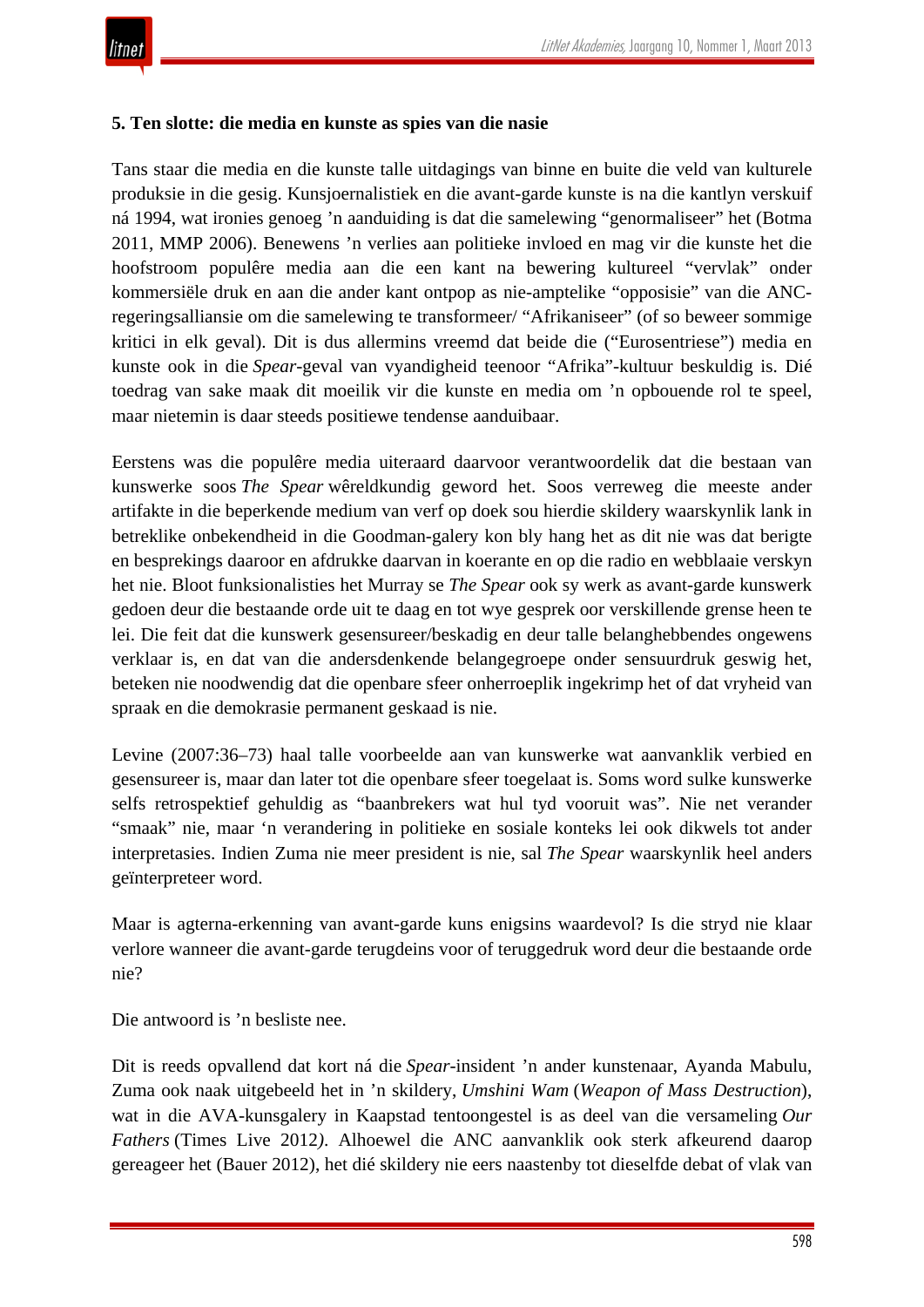## 5. Ten slotte: die media en kunste as spies van die nasie

Tans staar die media en die kunste talle uitdagings van binne en buite die veld van kulturele produksie in die gesig. Kunsjoernalistiek en die avant-garde kunste is na die kantlyn verskuif ná 1994, wat ironies genoeg ’n aanduiding is dat die samelewing “genormaliseer” het (Botma 2011, MMP 2006). Benewens ’n verlies aan politieke invloed en mag vir die kunste het die hoofstroom populêre media aan die een kant na bewering kultureel “vervlak” onder kommersiële druk en aan die ander kant ontpop as nie-amptelike “opposisie” van die ANC-regeringsalliansie om die samelewing te transformeer/ “Afrikaniseer” (of so beweer sommige kritici in elk geval). Dit is dus allermins vreemd dat beide die (“Eurosentriese”) media en kunste ook in die *Spear*-geval van vyandigheid teenoor “Afrika”-kultuur beskuldig is. Dié toedrag van sake maak dit moeilik vir die kunste en media om ’n opbouende rol te speel, maar nietemin is daar steeds positiewe tendense aanduibaar.

Eerstens was die populêre media uiteraard daarvoor verantwoordelik dat die bestaan van kunswerke soos *The Spear* wêreldkundig geword het. Soos verreweg die meeste ander artifakte in die beperkende medium van verf op doek sou hierdie skildery waarskynlik lank in betreklike onbekendheid in die Goodman-galery kon bly hang het as dit nie was dat berigte en besprekings daaroor en afdrukke daarvan in koerante en op die radio en webblaaie verskyn het nie. Bloot funksionalisties het Murray se *The Spear* ook sy werk as avant-garde kunswerk gedoen deur die bestaande orde uit te daag en tot wye gesprek oor verskillende grense heen te lei. Die feit dat die kunswerk gesensureer/beskadig en deur talle belanghebbendes ongewens verklaar is, en dat van die andersdenkende belangegroepe onder sensuurdruk geswig het, beteken nie noodwendig dat die openbare sfeer onherroeplik ingekrimp het of dat vryheid van spraak en die demokrasie permanent geskaad is nie.

Levine (2007:36–73) haal talle voorbeelde aan van kunswerke wat aanvanklik verbied en gesensureer is, maar dan later tot die openbare sfeer toegelaat is. Soms word sulke kunswerke selfs retrospektief gehuldig as “baanbrekers wat hul tyd vooruit was”. Nie net verander “smaak” nie, maar ‘n verandering in politieke en sosiale konteks lei ook dikwels tot ander interpretasies. Indien Zuma nie meer president is nie, sal *The Spear* waarskynlik heel anders geïnterpreteer word.

Maar is agterna-erkenning van avant-garde kuns enigsins waardevol? Is die stryd nie klaar verlore wanneer die avant-garde terugdeins voor of teruggedruk word deur die bestaande orde nie?

Die antwoord is ’n besliste nee.

Dit is reeds opvallend dat kort ná die *Spear*-insident ’n ander kunstenaar, Ayanda Mabulu, Zuma ook naak uitgebeeld het in ’n skildery, *Umshini Wam* (*Weapon of Mass Destruction*), wat in die AVA-kunsgalery in Kaapstad tentoongestel is as deel van die versameling *Our Fathers* (Times Live 2012*)*. Alhoewel die ANC aanvanklik ook sterk afkeurend daarop gereageer het (Bauer 2012), het dié skildery nie eers naastenby tot dieselfde debat of vlak van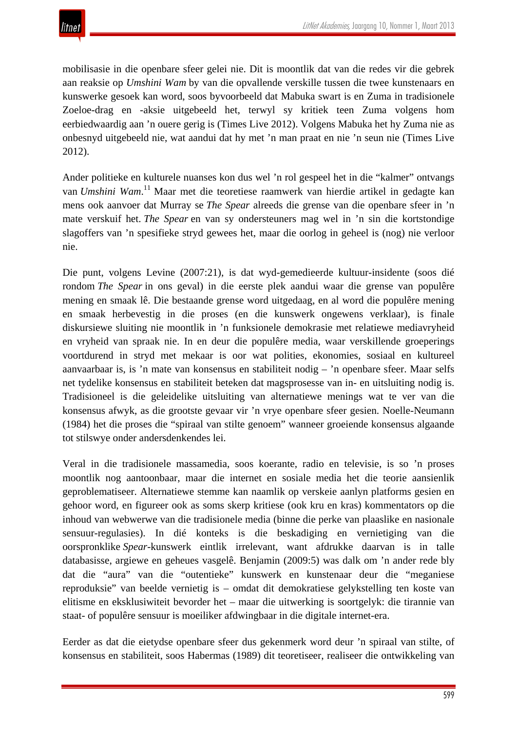mobilisasie in die openbare sfeer gelei nie. Dit is moontlik dat van die redes vir die gebrek aan reaksie op *Umshini Wam* by van die opvallende verskille tussen die twee kunstenaars en kunswerke gesoek kan word, soos byvoorbeeld dat Mabuka swart is en Zuma in tradisionele Zoeloe-drag en -aksie uitgebeeld het, terwyl sy kritiek teen Zuma volgens hom eerbiedwaardig aan 'n ouere gerig is (Times Live 2012). Volgens Mabuka het hy Zuma nie as onbesnyd uitgebeeld nie, wat aandui dat hy met 'n man praat en nie 'n seun nie (Times Live 2012).

Ander politieke en kulturele nuanses kon dus wel 'n rol gespeel het in die "kalmer" ontvangs van *Umshini Wam*.[11] Maar met die teoretiese raamwerk van hierdie artikel in gedagte kan mens ook aanvoer dat Murray se *The Spear* alreeds die grense van die openbare sfeer in 'n mate verskuif het. *The Spear* en van sy ondersteuners mag wel in 'n sin die kortstondige slagoffers van 'n spesifieke stryd gewees het, maar die oorlog in geheel is (nog) nie verloor nie.

Die punt, volgens Levine (2007:21), is dat wyd-gemedieerde kultuur-insidente (soos dié rondom *The Spear* in ons geval) in die eerste plek aandui waar die grense van populêre mening en smaak lê. Die bestaande grense word uitgedaag, en al word die populêre mening en smaak herbevestig in die proses (en die kunswerk ongewens verklaar), is finale diskursiewe sluiting nie moontlik in 'n funksionele demokrasie met relatiewe mediavryheid en vryheid van spraak nie. In en deur die populêre media, waar verskillende groeperings voortdurend in stryd met mekaar is oor wat polities, ekonomies, sosiaal en kultureel aanvaarbaar is, is 'n mate van konsensus en stabiliteit nodig – 'n openbare sfeer. Maar selfs net tydelike konsensus en stabiliteit beteken dat magsprosesse van in- en uitsluiting nodig is. Tradisioneel is die geleidelike uitsluiting van alternatiewe menings wat te ver van die konsensus afwyk, as die grootste gevaar vir 'n vrye openbare sfeer gesien. Noelle-Neumann (1984) het die proses die "spiraal van stilte genoem" wanneer groeiende konsensus algaande tot stilswye onder andersdenkendes lei.

Veral in die tradisionele massamedia, soos koerante, radio en televisie, is so 'n proses moontlik nog aantoonbaar, maar die internet en sosiale media het die teorie aansienlik geproblematiseer. Alternatiewe stemme kan naamlik op verskeie aanlyn platforms gesien en gehoor word, en figureer ook as soms skerp kritiese (ook kru en kras) kommentators op die inhoud van webwerwe van die tradisionele media (binne die perke van plaaslike en nasionale sensuur-regulasies). In dié konteks is die beskadiging en vernietiging van die oorspronklike *Spear*-kunswerk eintlik irrelevant, want afdrukke daarvan is in talle databasisse, argiewe en geheues vasgelê. Benjamin (2009:5) was dalk om 'n ander rede bly dat die "aura" van die "outentieke" kunswerk en kunstenaar deur die "meganiese reproduksie" van beelde vernietig is – omdat dit demokratiese gelykstelling ten koste van elitisme en eksklusiwiteit bevorder het – maar die uitwerking is soortgelyk: die tirannie van staat- of populêre sensuur is moeiliker afdwingbaar in die digitale internet-era.

Eerder as dat die eietydse openbare sfeer dus gekenmerk word deur 'n spiraal van stilte, of konsensus en stabiliteit, soos Habermas (1989) dit teoretiseer, realiseer die ontwikkeling van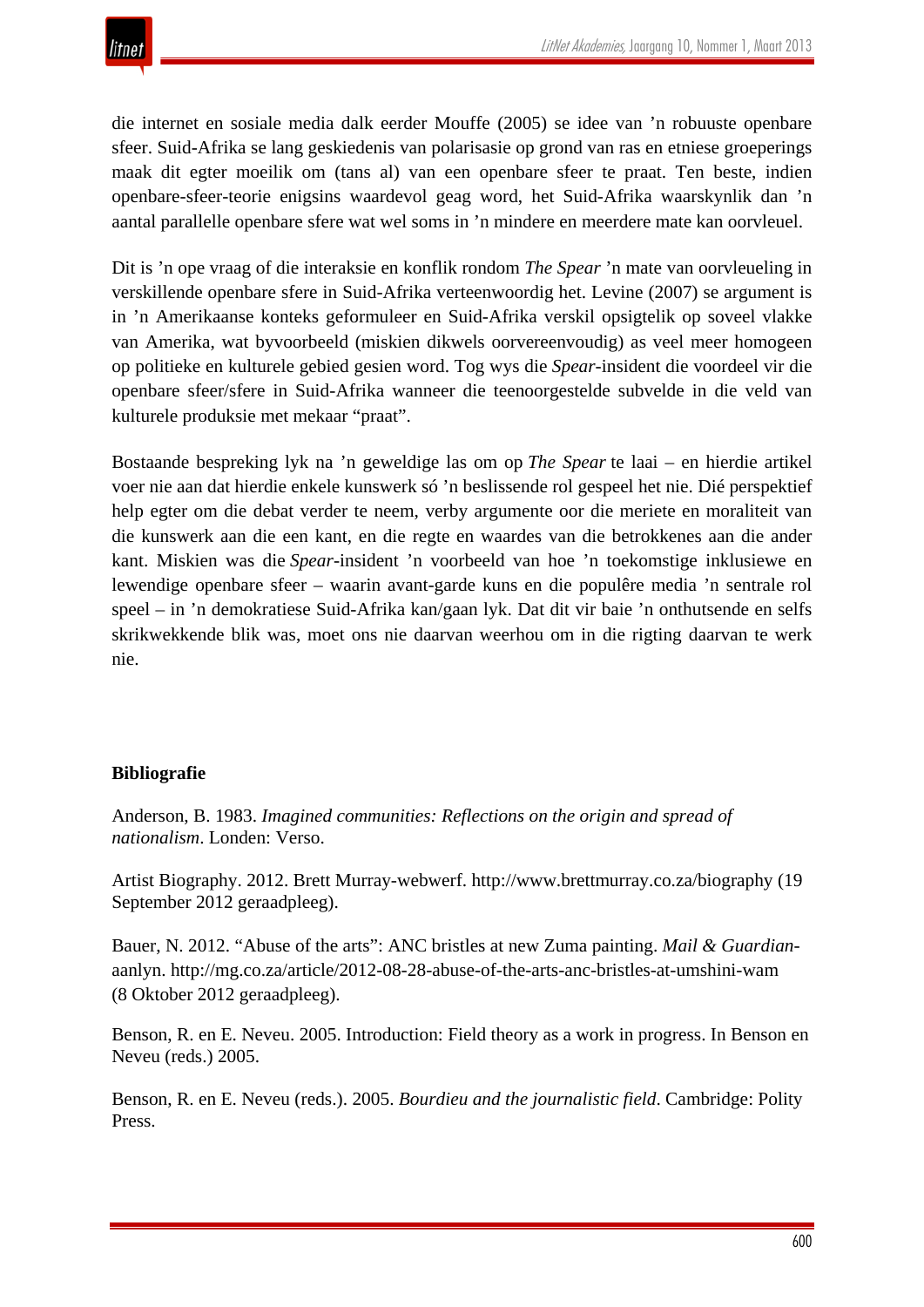die internet en sosiale media dalk eerder Mouffe (2005) se idee van ’n robuuste openbare sfeer. Suid-Afrika se lang geskiedenis van polarisasie op grond van ras en etniese groeperings maak dit egter moeilik om (tans al) van een openbare sfeer te praat. Ten beste, indien openbare-sfeer-teorie enigsins waardevol geag word, het Suid-Afrika waarskynlik dan ’n aantal parallelle openbare sfere wat wel soms in ’n mindere en meerdere mate kan oorvleuel.

Dit is ’n ope vraag of die interaksie en konflik rondom *The Spear* ’n mate van oorvleueling in verskillende openbare sfere in Suid-Afrika verteenwoordig het. Levine (2007) se argument is in ’n Amerikaanse konteks geformuleer en Suid-Afrika verskil opsigtelik op soveel vlakke van Amerika, wat byvoorbeeld (miskien dikwels oorvereenvoudig) as veel meer homogeen op politieke en kulturele gebied gesien word. Tog wys die *Spear*-insident die voordeel vir die openbare sfeer/sfere in Suid-Afrika wanneer die teenoorgestelde subvelde in die veld van kulturele produksie met mekaar “praat”.

Bostaande bespreking lyk na ’n geweldige las om op *The Spear* te laai – en hierdie artikel voer nie aan dat hierdie enkele kunswerk só ’n beslissende rol gespeel het nie. Dié perspektief help egter om die debat verder te neem, verby argumente oor die meriete en moraliteit van die kunswerk aan die een kant, en die regte en waardes van die betrokkenes aan die ander kant. Miskien was die *Spear*-insident ’n voorbeeld van hoe ’n toekomstige inklusiewe en lewendige openbare sfeer – waarin avant-garde kuns en die populêre media ’n sentrale rol speel – in ’n demokratiese Suid-Afrika kan/gaan lyk. Dat dit vir baie ’n onthutsende en selfs skrikwekkende blik was, moet ons nie daarvan weerhou om in die rigting daarvan te werk nie.

**Bibliografie**

Anderson, B. 1983. *Imagined communities: Reflections on the origin and spread of nationalism*. Londen: Verso.

Artist Biography. 2012. Brett Murray-webwerf. http://www.brettmurray.co.za/biography (19 September 2012 geraadpleeg).

Bauer, N. 2012. “Abuse of the arts”: ANC bristles at new Zuma painting. *Mail & Guardian*-aanlyn. http://mg.co.za/article/2012-08-28-abuse-of-the-arts-anc-bristles-at-umshini-wam (8 Oktober 2012 geraadpleeg).

Benson, R. en E. Neveu. 2005. Introduction: Field theory as a work in progress. In Benson en Neveu (reds.) 2005.

Benson, R. en E. Neveu (reds.). 2005. *Bourdieu and the journalistic field*. Cambridge: Polity Press.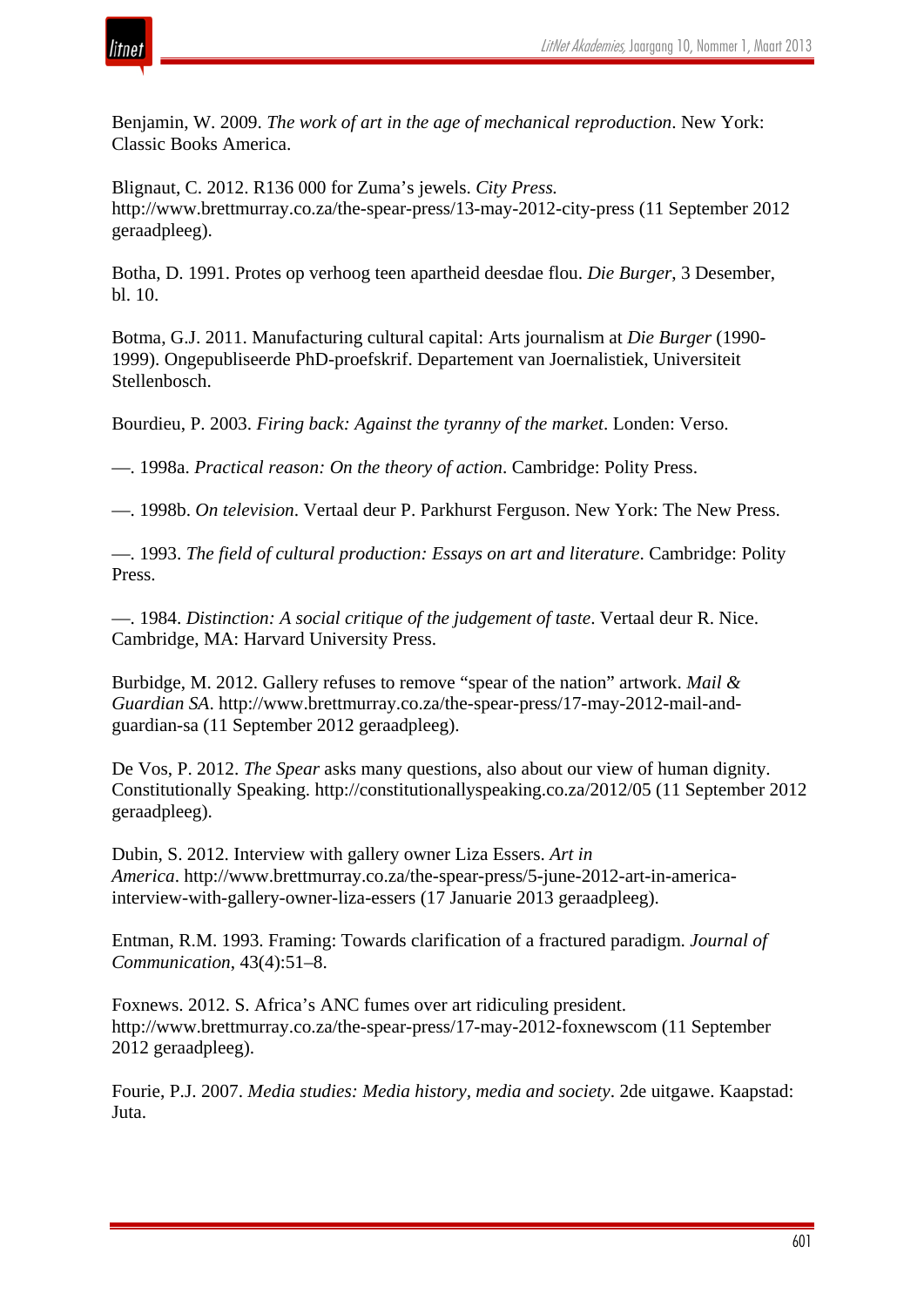Benjamin, W. 2009. *The work of art in the age of mechanical reproduction*. New York: Classic Books America.

Blignaut, C. 2012. R136 000 for Zuma's jewels. *City Press.* http://www.brettmurray.co.za/the-spear-press/13-may-2012-city-press (11 September 2012 geraadpleeg).

Botha, D. 1991. Protes op verhoog teen apartheid deesdae flou. *Die Burger*, 3 Desember, bl. 10.

Botma, G.J. 2011. Manufacturing cultural capital: Arts journalism at *Die Burger* (1990-1999). Ongepubliseerde PhD-proefskrif. Departement van Joernalistiek, Universiteit Stellenbosch.

Bourdieu, P. 2003. *Firing back: Against the tyranny of the market*. Londen: Verso.

—. 1998a. *Practical reason: On the theory of action*. Cambridge: Polity Press.

—. 1998b. *On television*. Vertaal deur P. Parkhurst Ferguson. New York: The New Press.

—. 1993. *The field of cultural production: Essays on art and literature*. Cambridge: Polity Press.

—. 1984. *Distinction: A social critique of the judgement of taste*. Vertaal deur R. Nice. Cambridge, MA: Harvard University Press.

Burbidge, M. 2012. Gallery refuses to remove "spear of the nation" artwork. *Mail & Guardian SA*. http://www.brettmurray.co.za/the-spear-press/17-may-2012-mail-and-guardian-sa (11 September 2012 geraadpleeg).

De Vos, P. 2012. *The Spear* asks many questions, also about our view of human dignity. Constitutionally Speaking. http://constitutionallyspeaking.co.za/2012/05 (11 September 2012 geraadpleeg).

Dubin, S. 2012. Interview with gallery owner Liza Essers. *Art in America*. http://www.brettmurray.co.za/the-spear-press/5-june-2012-art-in-america-interview-with-gallery-owner-liza-essers (17 Januarie 2013 geraadpleeg).

Entman, R.M. 1993. Framing: Towards clarification of a fractured paradigm. *Journal of Communication*, 43(4):51–8.

Foxnews. 2012. S. Africa's ANC fumes over art ridiculing president. http://www.brettmurray.co.za/the-spear-press/17-may-2012-foxnewscom (11 September 2012 geraadpleeg).

Fourie, P.J. 2007. *Media studies: Media history, media and society*. 2de uitgawe. Kaapstad: Juta.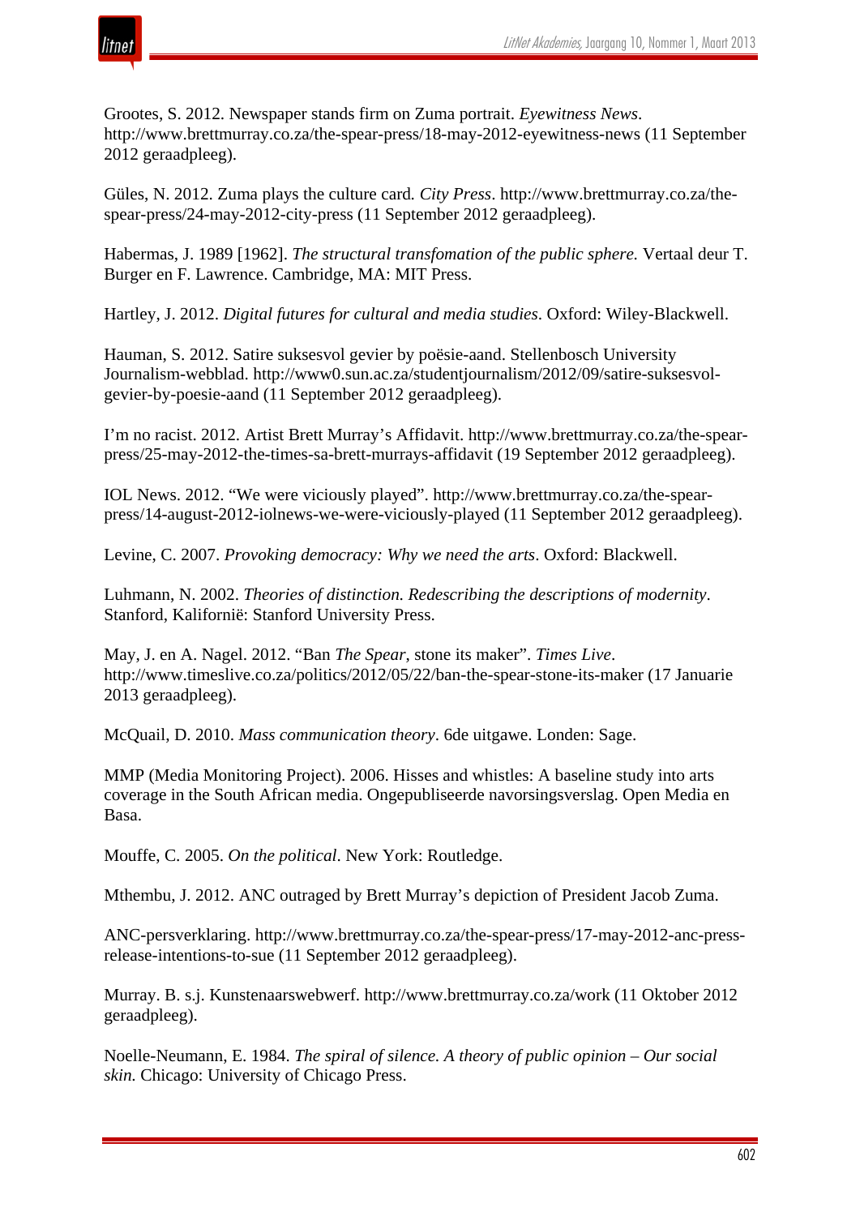Grootes, S. 2012. Newspaper stands firm on Zuma portrait. *Eyewitness News*. http://www.brettmurray.co.za/the-spear-press/18-may-2012-eyewitness-news (11 September 2012 geraadpleeg).

Güles, N. 2012. Zuma plays the culture card. *City Press*. http://www.brettmurray.co.za/the-spear-press/24-may-2012-city-press (11 September 2012 geraadpleeg).

Habermas, J. 1989 [1962]. *The structural transfomation of the public sphere.* Vertaal deur T. Burger en F. Lawrence. Cambridge, MA: MIT Press.

Hartley, J. 2012. *Digital futures for cultural and media studies*. Oxford: Wiley-Blackwell.

Hauman, S. 2012. Satire suksesvol gevier by poësie-aand. Stellenbosch University Journalism-webblad. http://www0.sun.ac.za/studentjournalism/2012/09/satire-suksesvol-gevier-by-poesie-aand (11 September 2012 geraadpleeg).

I'm no racist. 2012. Artist Brett Murray's Affidavit. http://www.brettmurray.co.za/the-spear-press/25-may-2012-the-times-sa-brett-murrays-affidavit (19 September 2012 geraadpleeg).

IOL News. 2012. "We were viciously played". http://www.brettmurray.co.za/the-spear-press/14-august-2012-iolnews-we-were-viciously-played (11 September 2012 geraadpleeg).

Levine, C. 2007. *Provoking democracy: Why we need the arts*. Oxford: Blackwell.

Luhmann, N. 2002. *Theories of distinction. Redescribing the descriptions of modernity*. Stanford, Kalifornië: Stanford University Press.

May, J. en A. Nagel. 2012. "Ban *The Spear*, stone its maker". *Times Live*. http://www.timeslive.co.za/politics/2012/05/22/ban-the-spear-stone-its-maker (17 Januarie 2013 geraadpleeg).

McQuail, D. 2010. *Mass communication theory*. 6de uitgawe. Londen: Sage.

MMP (Media Monitoring Project). 2006. Hisses and whistles: A baseline study into arts coverage in the South African media. Ongepubliseerde navorsingsverslag. Open Media en Basa.

Mouffe, C. 2005. *On the political*. New York: Routledge.

Mthembu, J. 2012. ANC outraged by Brett Murray's depiction of President Jacob Zuma.

ANC-persverklaring. http://www.brettmurray.co.za/the-spear-press/17-may-2012-anc-press-release-intentions-to-sue (11 September 2012 geraadpleeg).

Murray. B. s.j. Kunstenaarswebwerf. http://www.brettmurray.co.za/work (11 Oktober 2012 geraadpleeg).

Noelle-Neumann, E. 1984. *The spiral of silence. A theory of public opinion – Our social skin.* Chicago: University of Chicago Press.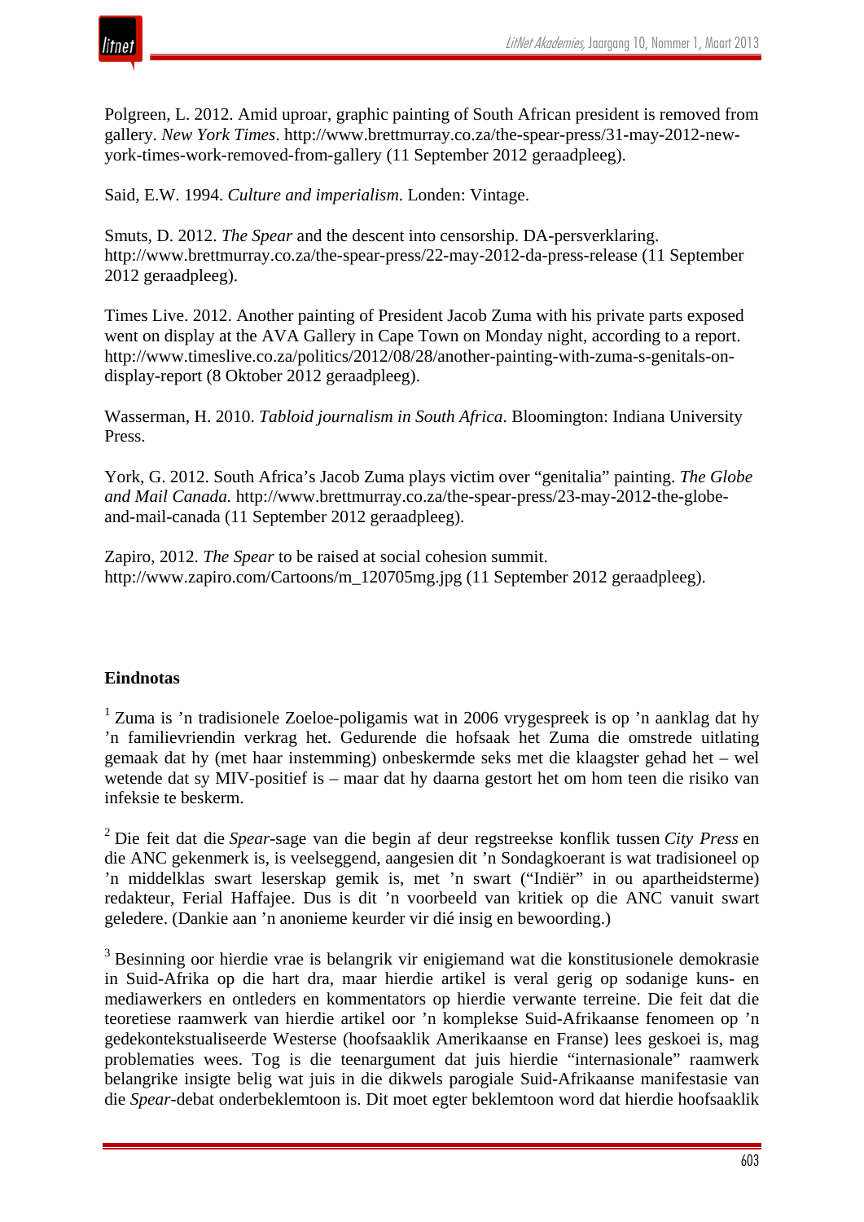Polgreen, L. 2012. Amid uproar, graphic painting of South African president is removed from gallery. *New York Times*. http://www.brettmurray.co.za/the-spear-press/31-may-2012-new-york-times-work-removed-from-gallery (11 September 2012 geraadpleeg).

Said, E.W. 1994. *Culture and imperialism*. Londen: Vintage.

Smuts, D. 2012. *The Spear* and the descent into censorship. DA-persverklaring. http://www.brettmurray.co.za/the-spear-press/22-may-2012-da-press-release (11 September 2012 geraadpleeg).

Times Live. 2012. Another painting of President Jacob Zuma with his private parts exposed went on display at the AVA Gallery in Cape Town on Monday night, according to a report. http://www.timeslive.co.za/politics/2012/08/28/another-painting-with-zuma-s-genitals-on-display-report (8 Oktober 2012 geraadpleeg).

Wasserman, H. 2010. *Tabloid journalism in South Africa*. Bloomington: Indiana University Press.

York, G. 2012. South Africa's Jacob Zuma plays victim over "genitalia" painting. *The Globe and Mail Canada*. http://www.brettmurray.co.za/the-spear-press/23-may-2012-the-globe-and-mail-canada (11 September 2012 geraadpleeg).

Zapiro, 2012. *The Spear* to be raised at social cohesion summit. http://www.zapiro.com/Cartoons/m_120705mg.jpg (11 September 2012 geraadpleeg).

## Eindnotas

[1] Zuma is 'n tradisionele Zoeloe-poligamis wat in 2006 vrygespreek is op 'n aanklag dat hy 'n familievriendin verkrag het. Gedurende die hofsaak het Zuma die omstrede uitlating gemaak dat hy (met haar instemming) onbeskermde seks met die klaagster gehad het – wel wetende dat sy MIV-positief is – maar dat hy daarna gestort het om hom teen die risiko van infeksie te beskerm.

[2] Die feit dat die *Spear*-sage van die begin af deur regstreekse konflik tussen *City Press* en die ANC gekenmerk is, is veelseggend, aangesien dit 'n Sondagkoerant is wat tradisioneel op 'n middelklas swart leserskap gemik is, met 'n swart ("Indiër" in ou apartheidsterme) redakteur, Ferial Haffajee. Dus is dit 'n voorbeeld van kritiek op die ANC vanuit swart geledere. (Dankie aan 'n anonieme keurder vir dié insig en bewoording.)

[3] Besinning oor hierdie vrae is belangrik vir enigiemand wat die konstitusionele demokrasie in Suid-Afrika op die hart dra, maar hierdie artikel is veral gerig op sodanige kuns- en mediawerkers en ontleders en kommentators op hierdie verwante terreine. Die feit dat die teoretiese raamwerk van hierdie artikel oor 'n komplekse Suid-Afrikaanse fenomeen op 'n gedekontekstualiseerde Westerse (hoofsaaklik Amerikaanse en Franse) lees geskoei is, mag problematies wees. Tog is die teenargument dat juis hierdie "internasionale" raamwerk belangrike insigte belig wat juis in die dikwels parogiale Suid-Afrikaanse manifestasie van die *Spear*-debat onderbeklemtoon is. Dit moet egter beklemtoon word dat hierdie hoofsaaklik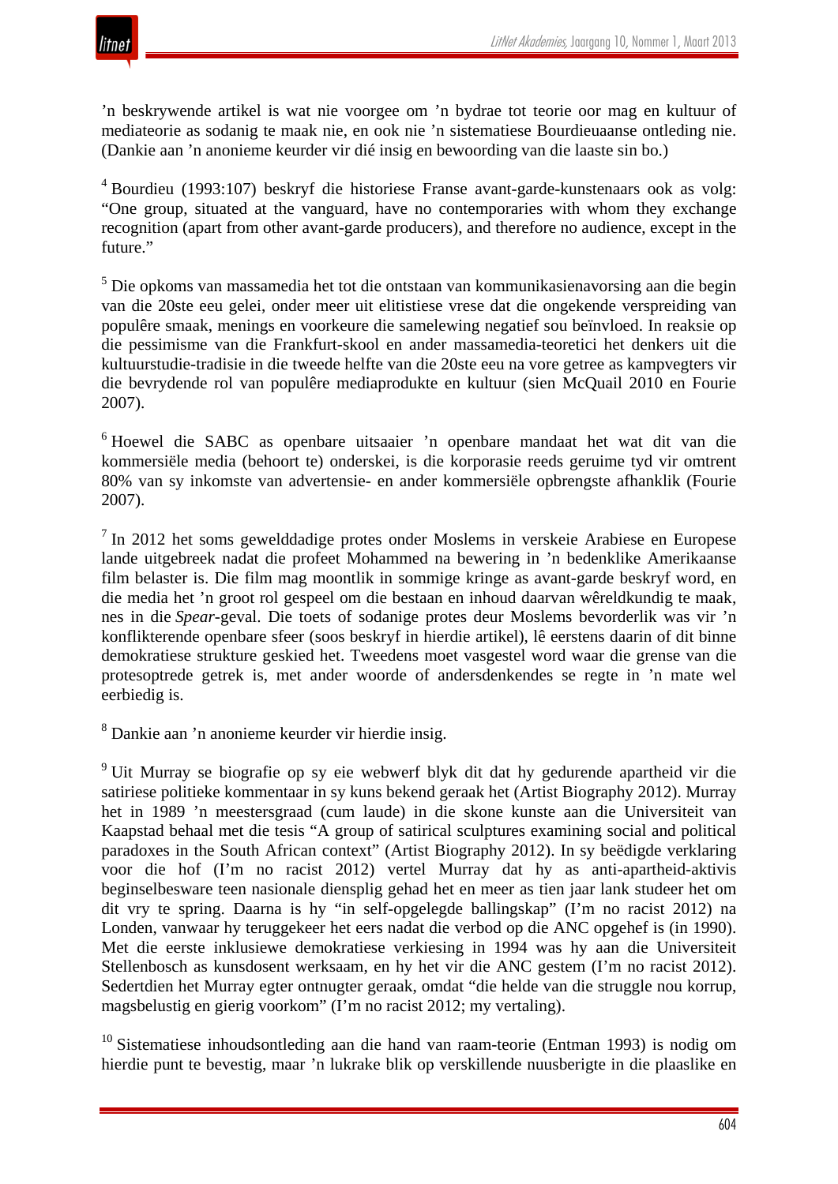’n beskrywende artikel is wat nie voorgee om ’n bydrae tot teorie oor mag en kultuur of mediateorie as sodanig te maak nie, en ook nie ’n sistematiese Bourdieuaanse ontleding nie. (Dankie aan ’n anonieme keurder vir dié insig en bewoording van die laaste sin bo.)

[4] Bourdieu (1993:107) beskryf die historiese Franse avant-garde-kunstenaars ook as volg: “One group, situated at the vanguard, have no contemporaries with whom they exchange recognition (apart from other avant-garde producers), and therefore no audience, except in the future.”

[5] Die opkoms van massamedia het tot die ontstaan van kommunikasienavorsing aan die begin van die 20ste eeu gelei, onder meer uit elitistiese vrese dat die ongekende verspreiding van populêre smaak, menings en voorkeure die samelewing negatief sou beïnvloed. In reaksie op die pessimisme van die Frankfurt-skool en ander massamedia-teoretici het denkers uit die kultuurstudie-tradisie in die tweede helfte van die 20ste eeu na vore getree as kampvegters vir die bevrydende rol van populêre mediaprodukte en kultuur (sien McQuail 2010 en Fourie 2007).

[6] Hoewel die SABC as openbare uitsaaier ’n openbare mandaat het wat dit van die kommersiële media (behoort te) onderskei, is die korporasie reeds geruime tyd vir omtrent 80% van sy inkomste van advertensie- en ander kommersiële opbrengste afhanklik (Fourie 2007).

[7] In 2012 het soms gewelddadige protes onder Moslems in verskeie Arabiese en Europese lande uitgebreek nadat die profeet Mohammed na bewering in ’n bedenklike Amerikaanse film belaster is. Die film mag moontlik in sommige kringe as avant-garde beskryf word, en die media het ’n groot rol gespeel om die bestaan en inhoud daarvan wêreldkundig te maak, nes in die *Spear*-geval. Die toets of sodanige protes deur Moslems bevorderlik was vir ’n konflikterende openbare sfeer (soos beskryf in hierdie artikel), lê eerstens daarin of dit binne demokratiese strukture geskied het. Tweedens moet vasgestel word waar die grense van die protesoptrede getrek is, met ander woorde of andersdenkendes se regte in ’n mate wel eerbiedig is.

[8] Dankie aan ’n anonieme keurder vir hierdie insig.

[9] Uit Murray se biografie op sy eie webwerf blyk dit dat hy gedurende apartheid vir die satiriese politieke kommentaar in sy kuns bekend geraak het (Artist Biography 2012). Murray het in 1989 ’n meestersgraad (cum laude) in die skone kunste aan die Universiteit van Kaapstad behaal met die tesis “A group of satirical sculptures examining social and political paradoxes in the South African context” (Artist Biography 2012). In sy beëdigde verklaring voor die hof (I’m no racist 2012) vertel Murray dat hy as anti-apartheid-aktivis beginselbesware teen nasionale diensplig gehad het en meer as tien jaar lank studeer het om dit vry te spring. Daarna is hy “in self-opgelegde ballingskap” (I’m no racist 2012) na Londen, vanwaar hy teruggekeer het eers nadat die verbod op die ANC opgehef is (in 1990). Met die eerste inklusiewe demokratiese verkiesing in 1994 was hy aan die Universiteit Stellenbosch as kunsdosent werksaam, en hy het vir die ANC gestem (I’m no racist 2012). Sedertdien het Murray egter ontnugter geraak, omdat “die helde van die struggle nou korrup, magsbelustig en gierig voorkom” (I’m no racist 2012; my vertaling).

[10] Sistematiese inhoudsontleding aan die hand van raam-teorie (Entman 1993) is nodig om hierdie punt te bevestig, maar ’n lukrake blik op verskillende nuusberigte in die plaaslike en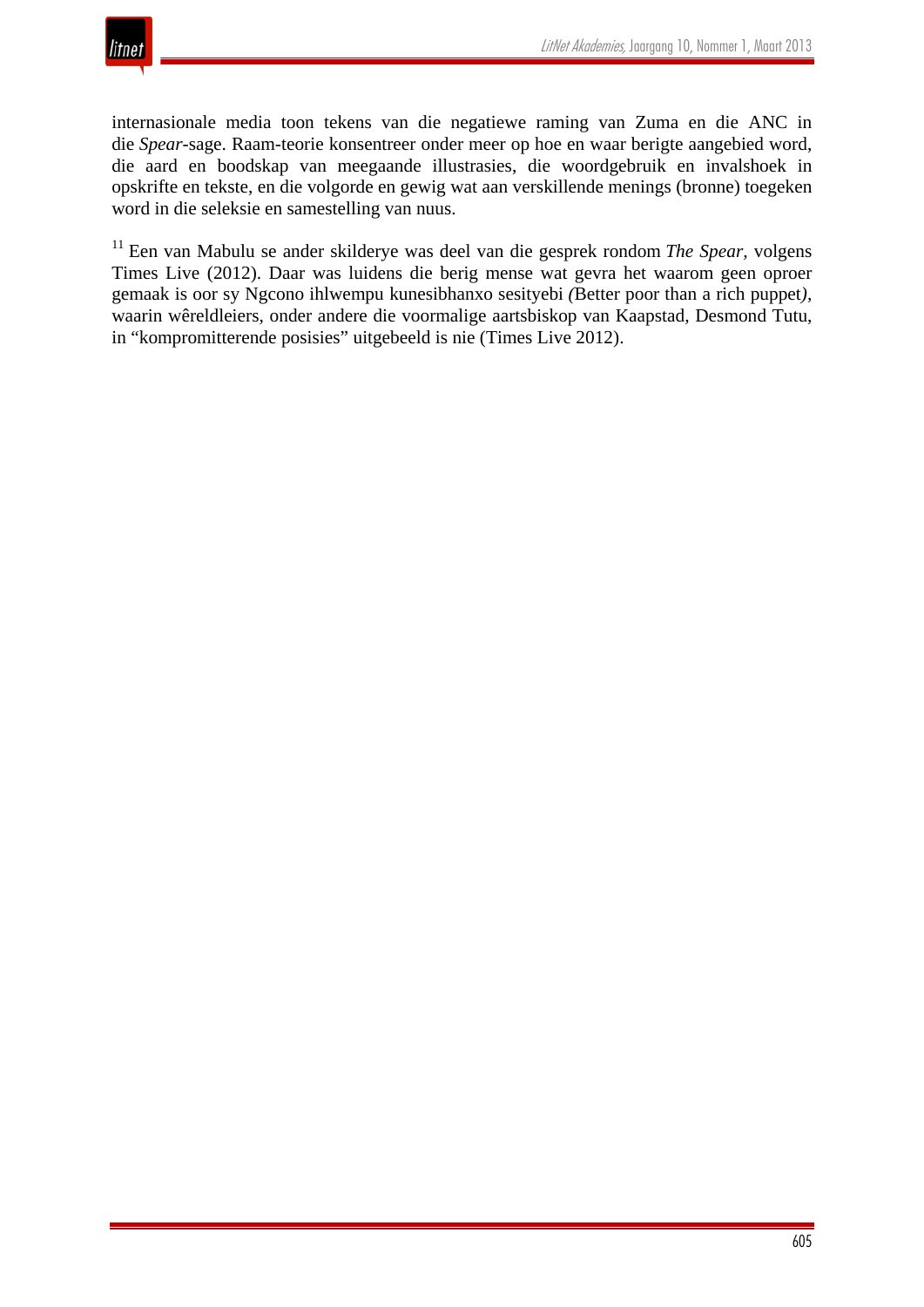internasionale media toon tekens van die negatiewe raming van Zuma en die ANC in die *Spear*-sage. Raam-teorie konsentreer onder meer op hoe en waar berigte aangebied word, die aard en boodskap van meegaande illustrasies, die woordgebruik en invalshoek in opskrifte en tekste, en die volgorde en gewig wat aan verskillende menings (bronne) toegeken word in die seleksie en samestelling van nuus.

[11] Een van Mabulu se ander skilderye was deel van die gesprek rondom *The Spear*, volgens Times Live (2012). Daar was luidens die berig mense wat gevra het waarom geen oproer gemaak is oor sy Ngcono ihlwempu kunesibhanxo sesityebi *(*Better poor than a rich puppet*)*, waarin wêreldleiers, onder andere die voormalige aartsbiskop van Kaapstad, Desmond Tutu, in "komprommitterende posisies" uitgebeeld is nie (Times Live 2012).